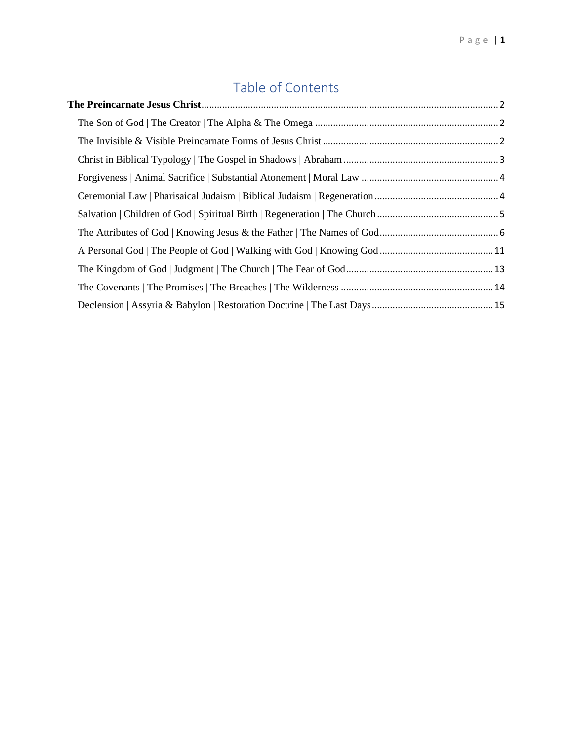# Table of Contents

**The Preincarnate Jesus Christ** .......... 2

- The Son of God | The Creator | The Alpha & The Omega .......... 2
- The Invisible & Visible Preincarnate Forms of Jesus Christ .......... 2
- Christ in Biblical Typology | The Gospel in Shadows | Abraham .......... 3
- Forgiveness | Animal Sacrifice | Substantial Atonement | Moral Law .......... 4
- Ceremonial Law | Pharisaical Judaism | Biblical Judaism | Regeneration .......... 4
- Salvation | Children of God | Spiritual Birth | Regeneration | The Church .......... 5
- The Attributes of God | Knowing Jesus & the Father | The Names of God .......... 6
- A Personal God | The People of God | Walking with God | Knowing God .......... 11
- The Kingdom of God | Judgment | The Church | The Fear of God .......... 13
- The Covenants | The Promises | The Breaches | The Wilderness .......... 14
- Declension | Assyria & Babylon | Restoration Doctrine | The Last Days .......... 15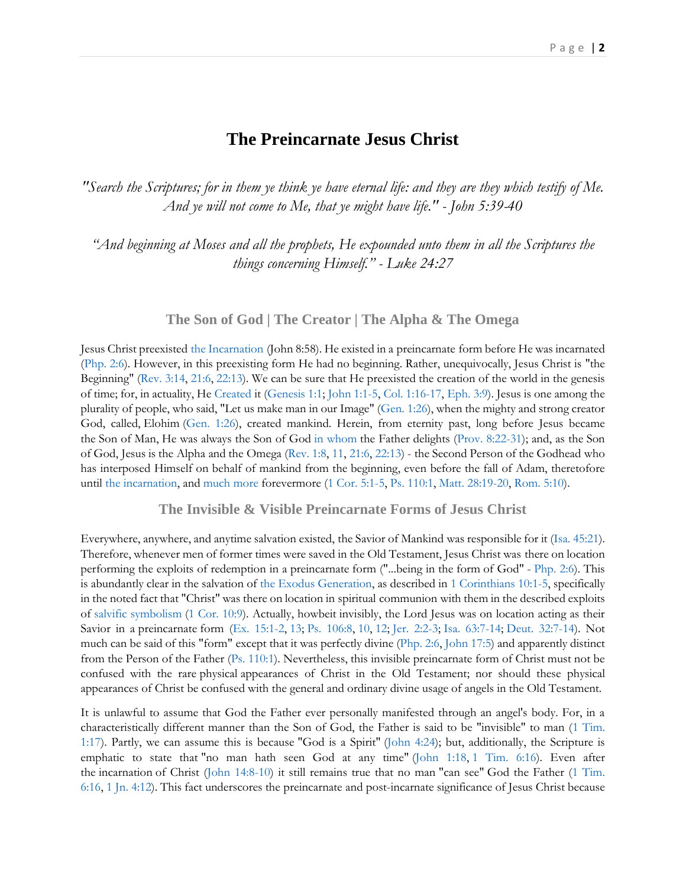# The Preincarnate Jesus Christ

*"Search the Scriptures; for in them ye think ye have eternal life: and they are they which testify of Me. And ye will not come to Me, that ye might have life." - John 5:39-40*

*"And beginning at Moses and all the prophets, He expounded unto them in all the Scriptures the things concerning Himself." - Luke 24:27*

## The Son of God | The Creator | The Alpha & The Omega

Jesus Christ preexisted the Incarnation (John 8:58). He existed in a preincarnate form before He was incarnated (Php. 2:6). However, in this preexisting form He had no beginning. Rather, unequivocally, Jesus Christ is "the Beginning" (Rev. 3:14, 21:6, 22:13). We can be sure that He preexisted the creation of the world in the genesis of time; for, in actuality, He Created it (Genesis 1:1; John 1:1-5, Col. 1:16-17, Eph. 3:9). Jesus is one among the plurality of people, who said, "Let us make man in our Image" (Gen. 1:26), when the mighty and strong creator God, called, Elohim (Gen. 1:26), created mankind. Herein, from eternity past, long before Jesus became the Son of Man, He was always the Son of God in whom the Father delights (Prov. 8:22-31); and, as the Son of God, Jesus is the Alpha and the Omega (Rev. 1:8, 11, 21:6, 22:13) - the Second Person of the Godhead who has interposed Himself on behalf of mankind from the beginning, even before the fall of Adam, theretofore until the incarnation, and much more forevermore (1 Cor. 5:1-5, Ps. 110:1, Matt. 28:19-20, Rom. 5:10).

## The Invisible & Visible Preincarnate Forms of Jesus Christ

Everywhere, anywhere, and anytime salvation existed, the Savior of Mankind was responsible for it (Isa. 45:21). Therefore, whenever men of former times were saved in the Old Testament, Jesus Christ was there on location performing the exploits of redemption in a preincarnate form ("...being in the form of God" - Php. 2:6). This is abundantly clear in the salvation of the Exodus Generation, as described in 1 Corinthians 10:1-5, specifically in the noted fact that "Christ" was there on location in spiritual communion with them in the described exploits of salvific symbolism (1 Cor. 10:9). Actually, howbeit invisibly, the Lord Jesus was on location acting as their Savior in a preincarnate form (Ex. 15:1-2, 13; Ps. 106:8, 10, 12; Jer. 2:2-3; Isa. 63:7-14; Deut. 32:7-14). Not much can be said of this "form" except that it was perfectly divine (Php. 2:6, John 17:5) and apparently distinct from the Person of the Father (Ps. 110:1). Nevertheless, this invisible preincarnate form of Christ must not be confused with the rare physical appearances of Christ in the Old Testament; nor should these physical appearances of Christ be confused with the general and ordinary divine usage of angels in the Old Testament.

It is unlawful to assume that God the Father ever personally manifested through an angel's body. For, in a characteristically different manner than the Son of God, the Father is said to be "invisible" to man (1 Tim. 1:17). Partly, we can assume this is because "God is a Spirit" (John 4:24); but, additionally, the Scripture is emphatic to state that "no man hath seen God at any time" (John 1:18, 1 Tim. 6:16). Even after the incarnation of Christ (John 14:8-10) it still remains true that no man "can see" God the Father (1 Tim. 6:16, 1 Jn. 4:12). This fact underscores the preincarnate and post-incarnate significance of Jesus Christ because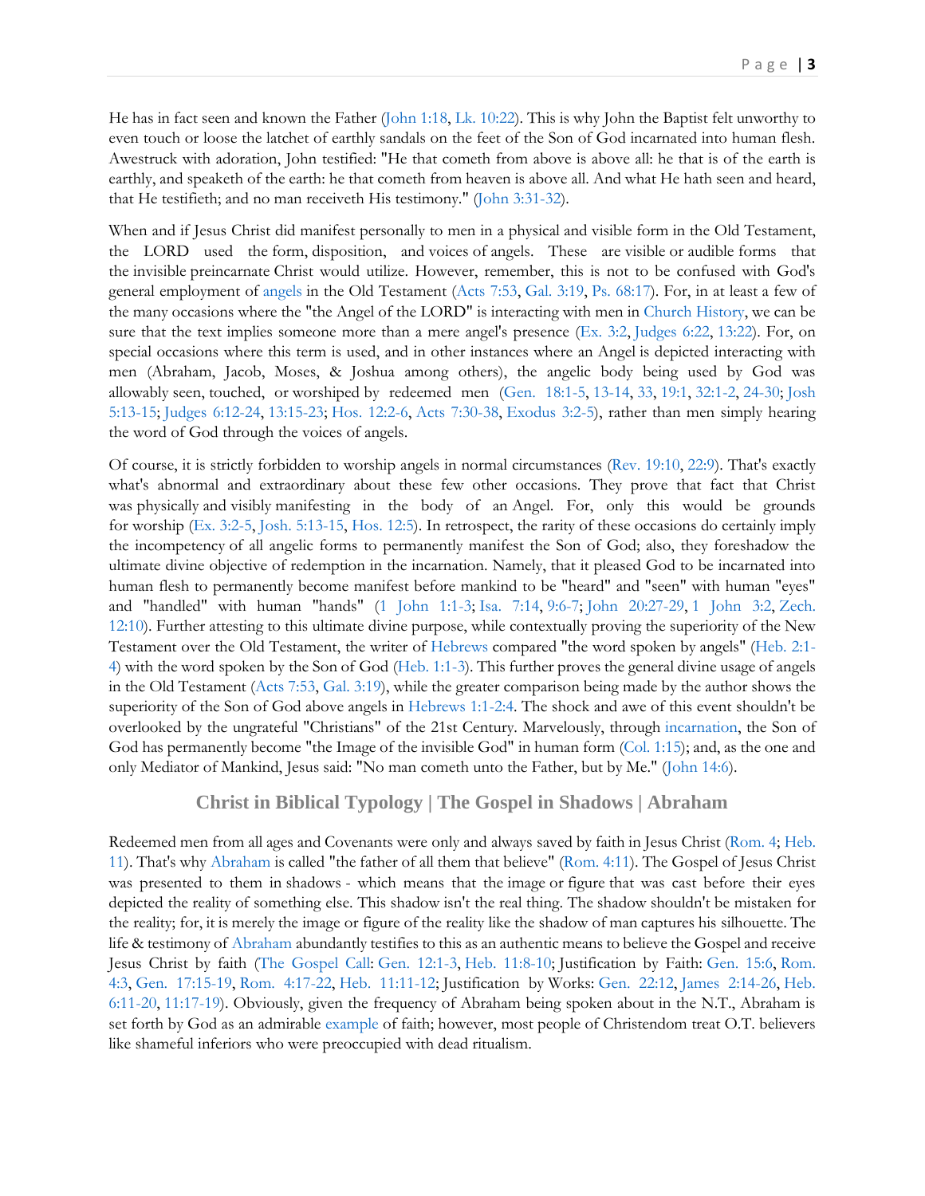He has in fact seen and known the Father (John 1:18, Lk. 10:22). This is why John the Baptist felt unworthy to even touch or loose the latchet of earthly sandals on the feet of the Son of God incarnated into human flesh. Awestruck with adoration, John testified: "He that cometh from above is above all: he that is of the earth is earthly, and speaketh of the earth: he that cometh from heaven is above all. And what He hath seen and heard, that He testifieth; and no man receiveth His testimony." (John 3:31-32).

When and if Jesus Christ did manifest personally to men in a physical and visible form in the Old Testament, the LORD used the form, disposition, and voices of angels. These are visible or audible forms that the invisible preincarnate Christ would utilize. However, remember, this is not to be confused with God's general employment of angels in the Old Testament (Acts 7:53, Gal. 3:19, Ps. 68:17). For, in at least a few of the many occasions where the "the Angel of the LORD" is interacting with men in Church History, we can be sure that the text implies someone more than a mere angel's presence (Ex. 3:2, Judges 6:22, 13:22). For, on special occasions where this term is used, and in other instances where an Angel is depicted interacting with men (Abraham, Jacob, Moses, & Joshua among others), the angelic body being used by God was allowably seen, touched, or worshiped by redeemed men (Gen. 18:1-5, 13-14, 33, 19:1, 32:1-2, 24-30; Josh 5:13-15; Judges 6:12-24, 13:15-23; Hos. 12:2-6, Acts 7:30-38, Exodus 3:2-5), rather than men simply hearing the word of God through the voices of angels.

Of course, it is strictly forbidden to worship angels in normal circumstances (Rev. 19:10, 22:9). That's exactly what's abnormal and extraordinary about these few other occasions. They prove that fact that Christ was physically and visibly manifesting in the body of an Angel. For, only this would be grounds for worship (Ex. 3:2-5, Josh. 5:13-15, Hos. 12:5). In retrospect, the rarity of these occasions do certainly imply the incompetency of all angelic forms to permanently manifest the Son of God; also, they foreshadow the ultimate divine objective of redemption in the incarnation. Namely, that it pleased God to be incarnated into human flesh to permanently become manifest before mankind to be "heard" and "seen" with human "eyes" and "handled" with human "hands" (1 John 1:1-3; Isa. 7:14, 9:6-7; John 20:27-29, 1 John 3:2, Zech. 12:10). Further attesting to this ultimate divine purpose, while contextually proving the superiority of the New Testament over the Old Testament, the writer of Hebrews compared "the word spoken by angels" (Heb. 2:1-4) with the word spoken by the Son of God (Heb. 1:1-3). This further proves the general divine usage of angels in the Old Testament (Acts 7:53, Gal. 3:19), while the greater comparison being made by the author shows the superiority of the Son of God above angels in Hebrews 1:1-2:4. The shock and awe of this event shouldn't be overlooked by the ungrateful "Christians" of the 21st Century. Marvelously, through incarnation, the Son of God has permanently become "the Image of the invisible God" in human form (Col. 1:15); and, as the one and only Mediator of Mankind, Jesus said: "No man cometh unto the Father, but by Me." (John 14:6).

## Christ in Biblical Typology | The Gospel in Shadows | Abraham

Redeemed men from all ages and Covenants were only and always saved by faith in Jesus Christ (Rom. 4; Heb. 11). That's why Abraham is called "the father of all them that believe" (Rom. 4:11). The Gospel of Jesus Christ was presented to them in shadows - which means that the image or figure that was cast before their eyes depicted the reality of something else. This shadow isn't the real thing. The shadow shouldn't be mistaken for the reality; for, it is merely the image or figure of the reality like the shadow of man captures his silhouette. The life & testimony of Abraham abundantly testifies to this as an authentic means to believe the Gospel and receive Jesus Christ by faith (The Gospel Call: Gen. 12:1-3, Heb. 11:8-10; Justification by Faith: Gen. 15:6, Rom. 4:3, Gen. 17:15-19, Rom. 4:17-22, Heb. 11:11-12; Justification by Works: Gen. 22:12, James 2:14-26, Heb. 6:11-20, 11:17-19). Obviously, given the frequency of Abraham being spoken about in the N.T., Abraham is set forth by God as an admirable example of faith; however, most people of Christendom treat O.T. believers like shameful inferiors who were preoccupied with dead ritualism.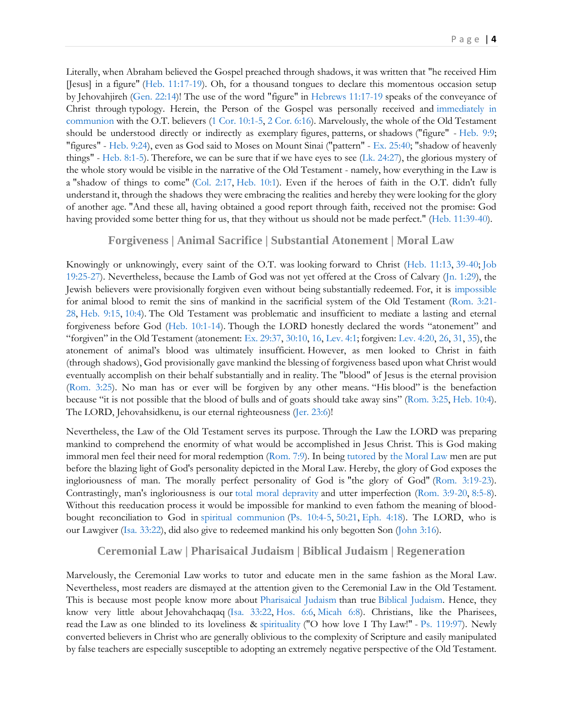Literally, when Abraham believed the Gospel preached through shadows, it was written that "he received Him [Jesus] in a figure" (Heb. 11:17-19). Oh, for a thousand tongues to declare this momentous occasion setup by Jehovahjireh (Gen. 22:14)! The use of the word "figure" in Hebrews 11:17-19 speaks of the conveyance of Christ through typology. Herein, the Person of the Gospel was personally received and immediately in communion with the O.T. believers (1 Cor. 10:1-5, 2 Cor. 6:16). Marvelously, the whole of the Old Testament should be understood directly or indirectly as exemplary figures, patterns, or shadows ("figure" - Heb. 9:9; "figures" - Heb. 9:24), even as God said to Moses on Mount Sinai ("pattern" - Ex. 25:40; "shadow of heavenly things" - Heb. 8:1-5). Therefore, we can be sure that if we have eyes to see (Lk. 24:27), the glorious mystery of the whole story would be visible in the narrative of the Old Testament - namely, how everything in the Law is a "shadow of things to come" (Col. 2:17, Heb. 10:1). Even if the heroes of faith in the O.T. didn't fully understand it, through the shadows they were embracing the realities and hereby they were looking for the glory of another age. "And these all, having obtained a good report through faith, received not the promise: God having provided some better thing for us, that they without us should not be made perfect." (Heb. 11:39-40).

## Forgiveness | Animal Sacrifice | Substantial Atonement | Moral Law

Knowingly or unknowingly, every saint of the O.T. was looking forward to Christ (Heb. 11:13, 39-40; Job 19:25-27). Nevertheless, because the Lamb of God was not yet offered at the Cross of Calvary (Jn. 1:29), the Jewish believers were provisionally forgiven even without being substantially redeemed. For, it is impossible for animal blood to remit the sins of mankind in the sacrificial system of the Old Testament (Rom. 3:21-28, Heb. 9:15, 10:4). The Old Testament was problematic and insufficient to mediate a lasting and eternal forgiveness before God (Heb. 10:1-14). Though the LORD honestly declared the words "atonement" and "forgiven" in the Old Testament (atonement: Ex. 29:37, 30:10, 16, Lev. 4:1; forgiven: Lev. 4:20, 26, 31, 35), the atonement of animal's blood was ultimately insufficient. However, as men looked to Christ in faith (through shadows), God provisionally gave mankind the blessing of forgiveness based upon what Christ would eventually accomplish on their behalf substantially and in reality. The "blood" of Jesus is the eternal provision (Rom. 3:25). No man has or ever will be forgiven by any other means. "His blood" is the benefaction because "it is not possible that the blood of bulls and of goats should take away sins" (Rom. 3:25, Heb. 10:4). The LORD, Jehovahsidkenu, is our eternal righteousness (Jer. 23:6)!

Nevertheless, the Law of the Old Testament serves its purpose. Through the Law the LORD was preparing mankind to comprehend the enormity of what would be accomplished in Jesus Christ. This is God making immoral men feel their need for moral redemption (Rom. 7:9). In being tutored by the Moral Law men are put before the blazing light of God's personality depicted in the Moral Law. Hereby, the glory of God exposes the ingloriousness of man. The morally perfect personality of God is "the glory of God" (Rom. 3:19-23). Contrastingly, man's ingloriousness is our total moral depravity and utter imperfection (Rom. 3:9-20, 8:5-8). Without this reeducation process it would be impossible for mankind to even fathom the meaning of blood-bought reconciliation to God in spiritual communion (Ps. 10:4-5, 50:21, Eph. 4:18). The LORD, who is our Lawgiver (Isa. 33:22), did also give to redeemed mankind his only begotten Son (John 3:16).

## Ceremonial Law | Pharisaical Judaism | Biblical Judaism | Regeneration

Marvelously, the Ceremonial Law works to tutor and educate men in the same fashion as the Moral Law. Nevertheless, most readers are dismayed at the attention given to the Ceremonial Law in the Old Testament. This is because most people know more about Pharisaical Judaism than true Biblical Judaism. Hence, they know very little about Jehovahchaqaq (Isa. 33:22, Hos. 6:6, Micah 6:8). Christians, like the Pharisees, read the Law as one blinded to its loveliness & spirituality ("O how love I Thy Law!" - Ps. 119:97). Newly converted believers in Christ who are generally oblivious to the complexity of Scripture and easily manipulated by false teachers are especially susceptible to adopting an extremely negative perspective of the Old Testament.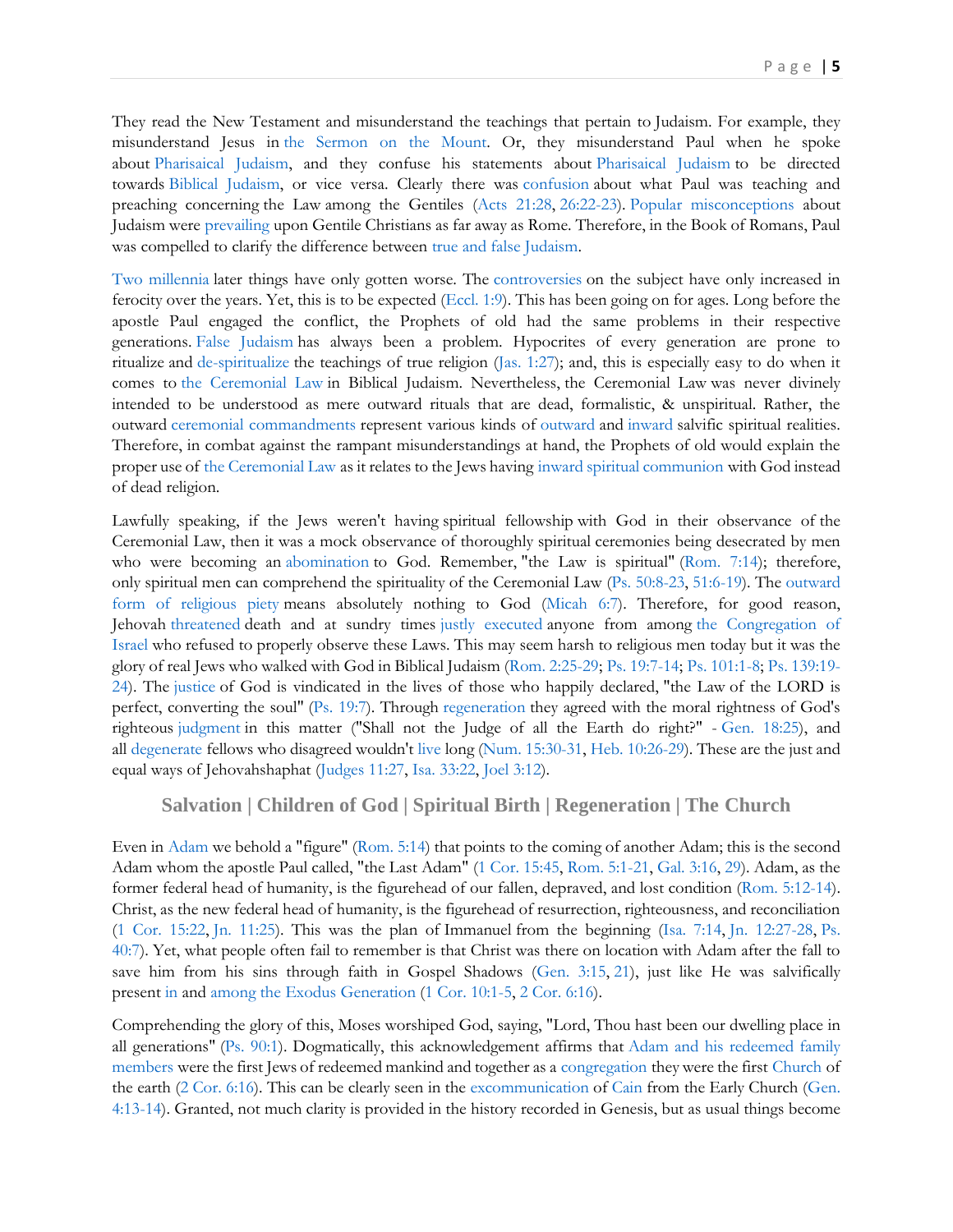They read the New Testament and misunderstand the teachings that pertain to Judaism. For example, they misunderstand Jesus in the Sermon on the Mount. Or, they misunderstand Paul when he spoke about Pharisaical Judaism, and they confuse his statements about Pharisaical Judaism to be directed towards Biblical Judaism, or vice versa. Clearly there was confusion about what Paul was teaching and preaching concerning the Law among the Gentiles (Acts 21:28, 26:22-23). Popular misconceptions about Judaism were prevailing upon Gentile Christians as far away as Rome. Therefore, in the Book of Romans, Paul was compelled to clarify the difference between true and false Judaism.

Two millennia later things have only gotten worse. The controversies on the subject have only increased in ferocity over the years. Yet, this is to be expected (Eccl. 1:9). This has been going on for ages. Long before the apostle Paul engaged the conflict, the Prophets of old had the same problems in their respective generations. False Judaism has always been a problem. Hypocrites of every generation are prone to ritualize and de-spiritualize the teachings of true religion (Jas. 1:27); and, this is especially easy to do when it comes to the Ceremonial Law in Biblical Judaism. Nevertheless, the Ceremonial Law was never divinely intended to be understood as mere outward rituals that are dead, formalistic, & unspiritual. Rather, the outward ceremonial commandments represent various kinds of outward and inward salvific spiritual realities. Therefore, in combat against the rampant misunderstandings at hand, the Prophets of old would explain the proper use of the Ceremonial Law as it relates to the Jews having inward spiritual communion with God instead of dead religion.

Lawfully speaking, if the Jews weren't having spiritual fellowship with God in their observance of the Ceremonial Law, then it was a mock observance of thoroughly spiritual ceremonies being desecrated by men who were becoming an abomination to God. Remember, "the Law is spiritual" (Rom. 7:14); therefore, only spiritual men can comprehend the spirituality of the Ceremonial Law (Ps. 50:8-23, 51:6-19). The outward form of religious piety means absolutely nothing to God (Micah 6:7). Therefore, for good reason, Jehovah threatened death and at sundry times justly executed anyone from among the Congregation of Israel who refused to properly observe these Laws. This may seem harsh to religious men today but it was the glory of real Jews who walked with God in Biblical Judaism (Rom. 2:25-29; Ps. 19:7-14; Ps. 101:1-8; Ps. 139:19-24). The justice of God is vindicated in the lives of those who happily declared, "the Law of the LORD is perfect, converting the soul" (Ps. 19:7). Through regeneration they agreed with the moral rightness of God's righteous judgment in this matter ("Shall not the Judge of all the Earth do right?" - Gen. 18:25), and all degenerate fellows who disagreed wouldn't live long (Num. 15:30-31, Heb. 10:26-29). These are the just and equal ways of Jehovahshaphat (Judges 11:27, Isa. 33:22, Joel 3:12).

## Salvation | Children of God | Spiritual Birth | Regeneration | The Church

Even in Adam we behold a "figure" (Rom. 5:14) that points to the coming of another Adam; this is the second Adam whom the apostle Paul called, "the Last Adam" (1 Cor. 15:45, Rom. 5:1-21, Gal. 3:16, 29). Adam, as the former federal head of humanity, is the figurehead of our fallen, depraved, and lost condition (Rom. 5:12-14). Christ, as the new federal head of humanity, is the figurehead of resurrection, righteousness, and reconciliation (1 Cor. 15:22, Jn. 11:25). This was the plan of Immanuel from the beginning (Isa. 7:14, Jn. 12:27-28, Ps. 40:7). Yet, what people often fail to remember is that Christ was there on location with Adam after the fall to save him from his sins through faith in Gospel Shadows (Gen. 3:15, 21), just like He was salvifically present in and among the Exodus Generation (1 Cor. 10:1-5, 2 Cor. 6:16).

Comprehending the glory of this, Moses worshiped God, saying, "Lord, Thou hast been our dwelling place in all generations" (Ps. 90:1). Dogmatically, this acknowledgement affirms that Adam and his redeemed family members were the first Jews of redeemed mankind and together as a congregation they were the first Church of the earth (2 Cor. 6:16). This can be clearly seen in the excommunication of Cain from the Early Church (Gen. 4:13-14). Granted, not much clarity is provided in the history recorded in Genesis, but as usual things become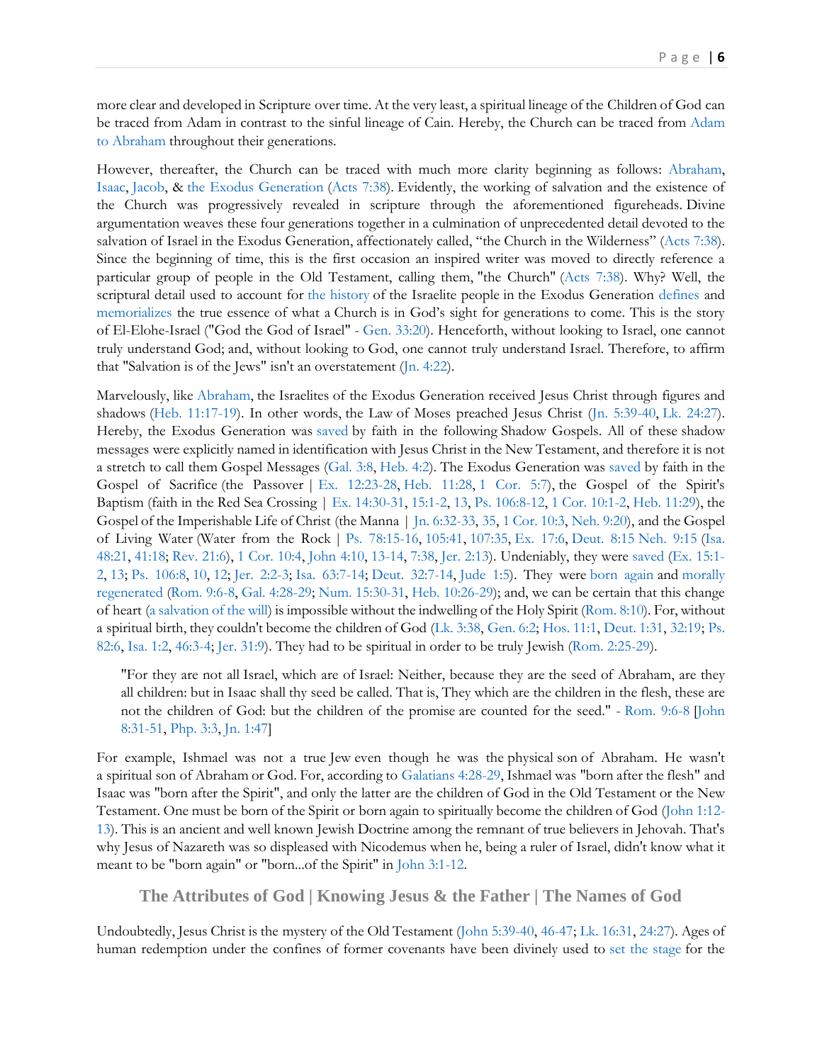more clear and developed in Scripture over time. At the very least, a spiritual lineage of the Children of God can be traced from Adam in contrast to the sinful lineage of Cain. Hereby, the Church can be traced from Adam to Abraham throughout their generations.

However, thereafter, the Church can be traced with much more clarity beginning as follows: Abraham, Isaac, Jacob, & the Exodus Generation (Acts 7:38). Evidently, the working of salvation and the existence of the Church was progressively revealed in scripture through the aforementioned figureheads. Divine argumentation weaves these four generations together in a culmination of unprecedented detail devoted to the salvation of Israel in the Exodus Generation, affectionately called, "the Church in the Wilderness" (Acts 7:38). Since the beginning of time, this is the first occasion an inspired writer was moved to directly reference a particular group of people in the Old Testament, calling them, "the Church" (Acts 7:38). Why? Well, the scriptural detail used to account for the history of the Israelite people in the Exodus Generation defines and memorializes the true essence of what a Church is in God's sight for generations to come. This is the story of El-Elohe-Israel ("God the God of Israel" - Gen. 33:20). Henceforth, without looking to Israel, one cannot truly understand God; and, without looking to God, one cannot truly understand Israel. Therefore, to affirm that "Salvation is of the Jews" isn't an overstatement (Jn. 4:22).

Marvelously, like Abraham, the Israelites of the Exodus Generation received Jesus Christ through figures and shadows (Heb. 11:17-19). In other words, the Law of Moses preached Jesus Christ (Jn. 5:39-40, Lk. 24:27). Hereby, the Exodus Generation was saved by faith in the following Shadow Gospels. All of these shadow messages were explicitly named in identification with Jesus Christ in the New Testament, and therefore it is not a stretch to call them Gospel Messages (Gal. 3:8, Heb. 4:2). The Exodus Generation was saved by faith in the Gospel of Sacrifice (the Passover | Ex. 12:23-28, Heb. 11:28, 1 Cor. 5:7), the Gospel of the Spirit's Baptism (faith in the Red Sea Crossing | Ex. 14:30-31, 15:1-2, 13, Ps. 106:8-12, 1 Cor. 10:1-2, Heb. 11:29), the Gospel of the Imperishable Life of Christ (the Manna | Jn. 6:32-33, 35, 1 Cor. 10:3, Neh. 9:20), and the Gospel of Living Water (Water from the Rock | Ps. 78:15-16, 105:41, 107:35, Ex. 17:6, Deut. 8:15 Neh. 9:15 (Isa. 48:21, 41:18; Rev. 21:6), 1 Cor. 10:4, John 4:10, 13-14, 7:38, Jer. 2:13). Undeniably, they were saved (Ex. 15:1-2, 13; Ps. 106:8, 10, 12; Jer. 2:2-3; Isa. 63:7-14; Deut. 32:7-14, Jude 1:5). They were born again and morally regenerated (Rom. 9:6-8, Gal. 4:28-29; Num. 15:30-31, Heb. 10:26-29); and, we can be certain that this change of heart (a salvation of the will) is impossible without the indwelling of the Holy Spirit (Rom. 8:10). For, without a spiritual birth, they couldn't become the children of God (Lk. 3:38, Gen. 6:2; Hos. 11:1, Deut. 1:31, 32:19; Ps. 82:6, Isa. 1:2, 46:3-4; Jer. 31:9). They had to be spiritual in order to be truly Jewish (Rom. 2:25-29).

> "For they are not all Israel, which are of Israel: Neither, because they are the seed of Abraham, are they all children: but in Isaac shall thy seed be called. That is, They which are the children in the flesh, these are not the children of God: but the children of the promise are counted for the seed." - Rom. 9:6-8 [John 8:31-51, Php. 3:3, Jn. 1:47]

For example, Ishmael was not a true Jew even though he was the physical son of Abraham. He wasn't a spiritual son of Abraham or God. For, according to Galatians 4:28-29, Ishmael was "born after the flesh" and Isaac was "born after the Spirit", and only the latter are the children of God in the Old Testament or the New Testament. One must be born of the Spirit or born again to spiritually become the children of God (John 1:12-13). This is an ancient and well known Jewish Doctrine among the remnant of true believers in Jehovah. That's why Jesus of Nazareth was so displeased with Nicodemus when he, being a ruler of Israel, didn't know what it meant to be "born again" or "born...of the Spirit" in John 3:1-12.

## The Attributes of God | Knowing Jesus & the Father | The Names of God

Undoubtedly, Jesus Christ is the mystery of the Old Testament (John 5:39-40, 46-47; Lk. 16:31, 24:27). Ages of human redemption under the confines of former covenants have been divinely used to set the stage for the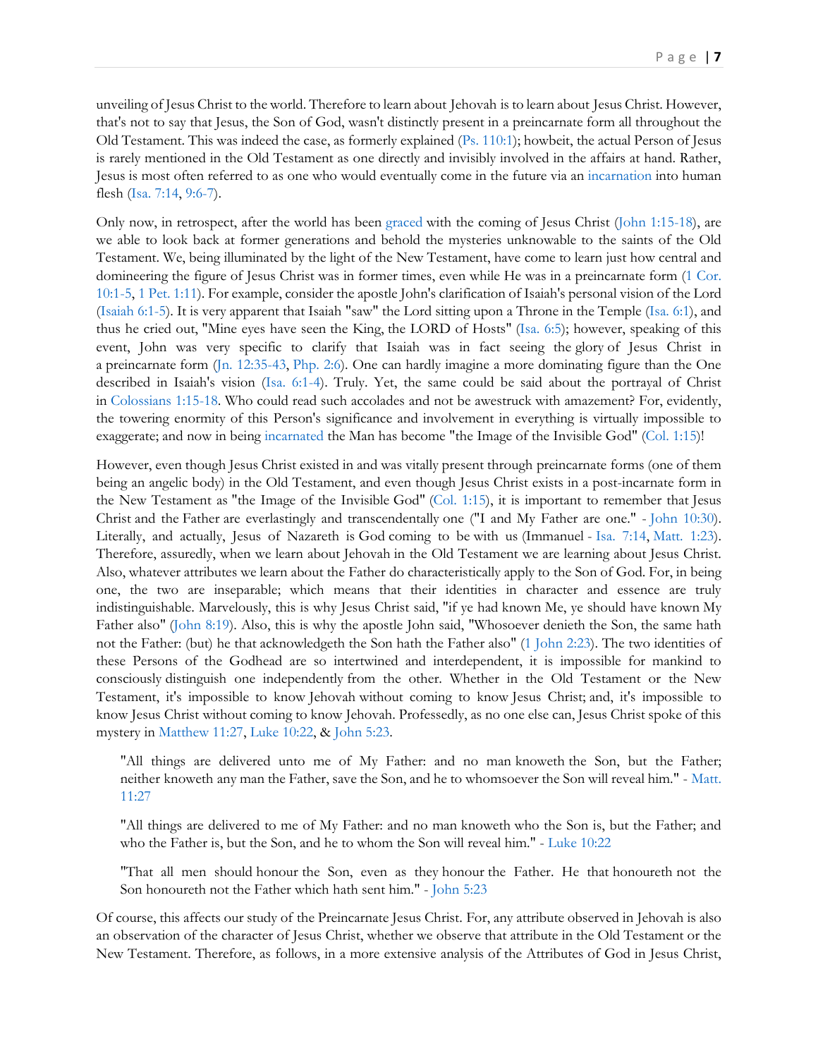unveiling of Jesus Christ to the world. Therefore to learn about Jehovah is to learn about Jesus Christ. However, that's not to say that Jesus, the Son of God, wasn't distinctly present in a preincarnate form all throughout the Old Testament. This was indeed the case, as formerly explained (Ps. 110:1); howbeit, the actual Person of Jesus is rarely mentioned in the Old Testament as one directly and invisibly involved in the affairs at hand. Rather, Jesus is most often referred to as one who would eventually come in the future via an incarnation into human flesh (Isa. 7:14, 9:6-7).

Only now, in retrospect, after the world has been graced with the coming of Jesus Christ (John 1:15-18), are we able to look back at former generations and behold the mysteries unknowable to the saints of the Old Testament. We, being illuminated by the light of the New Testament, have come to learn just how central and domineering the figure of Jesus Christ was in former times, even while He was in a preincarnate form (1 Cor. 10:1-5, 1 Pet. 1:11). For example, consider the apostle John's clarification of Isaiah's personal vision of the Lord (Isaiah 6:1-5). It is very apparent that Isaiah "saw" the Lord sitting upon a Throne in the Temple (Isa. 6:1), and thus he cried out, "Mine eyes have seen the King, the LORD of Hosts" (Isa. 6:5); however, speaking of this event, John was very specific to clarify that Isaiah was in fact seeing the glory of Jesus Christ in a preincarnate form (Jn. 12:35-43, Php. 2:6). One can hardly imagine a more dominating figure than the One described in Isaiah's vision (Isa. 6:1-4). Truly. Yet, the same could be said about the portrayal of Christ in Colossians 1:15-18. Who could read such accolades and not be awestruck with amazement? For, evidently, the towering enormity of this Person's significance and involvement in everything is virtually impossible to exaggerate; and now in being incarnated the Man has become "the Image of the Invisible God" (Col. 1:15)!

However, even though Jesus Christ existed in and was vitally present through preincarnate forms (one of them being an angelic body) in the Old Testament, and even though Jesus Christ exists in a post-incarnate form in the New Testament as "the Image of the Invisible God" (Col. 1:15), it is important to remember that Jesus Christ and the Father are everlastingly and transcendentally one ("I and My Father are one." - John 10:30). Literally, and actually, Jesus of Nazareth is God coming to be with us (Immanuel - Isa. 7:14, Matt. 1:23). Therefore, assuredly, when we learn about Jehovah in the Old Testament we are learning about Jesus Christ. Also, whatever attributes we learn about the Father do characteristically apply to the Son of God. For, in being one, the two are inseparable; which means that their identities in character and essence are truly indistinguishable. Marvelously, this is why Jesus Christ said, "if ye had known Me, ye should have known My Father also" (John 8:19). Also, this is why the apostle John said, "Whosoever denieth the Son, the same hath not the Father: (but) he that acknowledgeth the Son hath the Father also" (1 John 2:23). The two identities of these Persons of the Godhead are so intertwined and interdependent, it is impossible for mankind to consciously distinguish one independently from the other. Whether in the Old Testament or the New Testament, it's impossible to know Jehovah without coming to know Jesus Christ; and, it's impossible to know Jesus Christ without coming to know Jehovah. Professedly, as no one else can, Jesus Christ spoke of this mystery in Matthew 11:27, Luke 10:22, & John 5:23.

> "All things are delivered unto me of My Father: and no man knoweth the Son, but the Father; neither knoweth any man the Father, save the Son, and he to whomsoever the Son will reveal him." - Matt. 11:27

> "All things are delivered to me of My Father: and no man knoweth who the Son is, but the Father; and who the Father is, but the Son, and he to whom the Son will reveal him." - Luke 10:22

> "That all men should honour the Son, even as they honour the Father. He that honoureth not the Son honoureth not the Father which hath sent him." - John 5:23

Of course, this affects our study of the Preincarnate Jesus Christ. For, any attribute observed in Jehovah is also an observation of the character of Jesus Christ, whether we observe that attribute in the Old Testament or the New Testament. Therefore, as follows, in a more extensive analysis of the Attributes of God in Jesus Christ,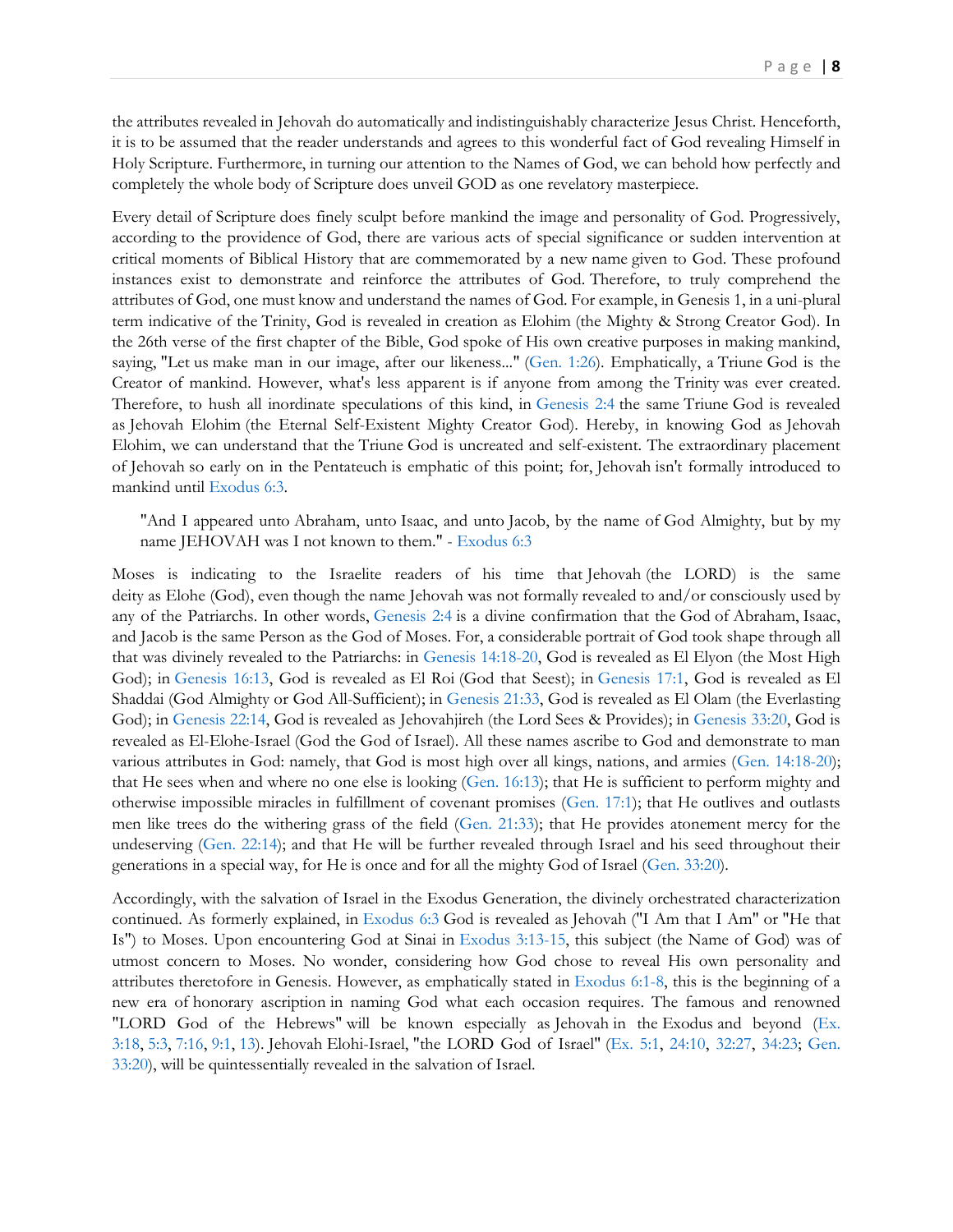the attributes revealed in Jehovah do automatically and indistinguishably characterize Jesus Christ. Henceforth, it is to be assumed that the reader understands and agrees to this wonderful fact of God revealing Himself in Holy Scripture. Furthermore, in turning our attention to the Names of God, we can behold how perfectly and completely the whole body of Scripture does unveil GOD as one revelatory masterpiece.

Every detail of Scripture does finely sculpt before mankind the image and personality of God. Progressively, according to the providence of God, there are various acts of special significance or sudden intervention at critical moments of Biblical History that are commemorated by a new name given to God. These profound instances exist to demonstrate and reinforce the attributes of God. Therefore, to truly comprehend the attributes of God, one must know and understand the names of God. For example, in Genesis 1, in a uni-plural term indicative of the Trinity, God is revealed in creation as Elohim (the Mighty & Strong Creator God). In the 26th verse of the first chapter of the Bible, God spoke of His own creative purposes in making mankind, saying, "Let us make man in our image, after our likeness..." (Gen. 1:26). Emphatically, a Triune God is the Creator of mankind. However, what's less apparent is if anyone from among the Trinity was ever created. Therefore, to hush all inordinate speculations of this kind, in Genesis 2:4 the same Triune God is revealed as Jehovah Elohim (the Eternal Self-Existent Mighty Creator God). Hereby, in knowing God as Jehovah Elohim, we can understand that the Triune God is uncreated and self-existent. The extraordinary placement of Jehovah so early on in the Pentateuch is emphatic of this point; for, Jehovah isn't formally introduced to mankind until Exodus 6:3.

> "And I appeared unto Abraham, unto Isaac, and unto Jacob, by the name of God Almighty, but by my name JEHOVAH was I not known to them." - Exodus 6:3

Moses is indicating to the Israelite readers of his time that Jehovah (the LORD) is the same deity as Elohe (God), even though the name Jehovah was not formally revealed to and/or consciously used by any of the Patriarchs. In other words, Genesis 2:4 is a divine confirmation that the God of Abraham, Isaac, and Jacob is the same Person as the God of Moses. For, a considerable portrait of God took shape through all that was divinely revealed to the Patriarchs: in Genesis 14:18-20, God is revealed as El Elyon (the Most High God); in Genesis 16:13, God is revealed as El Roi (God that Seest); in Genesis 17:1, God is revealed as El Shaddai (God Almighty or God All-Sufficient); in Genesis 21:33, God is revealed as El Olam (the Everlasting God); in Genesis 22:14, God is revealed as Jehovahjireh (the Lord Sees & Provides); in Genesis 33:20, God is revealed as El-Elohe-Israel (God the God of Israel). All these names ascribe to God and demonstrate to man various attributes in God: namely, that God is most high over all kings, nations, and armies (Gen. 14:18-20); that He sees when and where no one else is looking (Gen. 16:13); that He is sufficient to perform mighty and otherwise impossible miracles in fulfillment of covenant promises (Gen. 17:1); that He outlives and outlasts men like trees do the withering grass of the field (Gen. 21:33); that He provides atonement mercy for the undeserving (Gen. 22:14); and that He will be further revealed through Israel and his seed throughout their generations in a special way, for He is once and for all the mighty God of Israel (Gen. 33:20).

Accordingly, with the salvation of Israel in the Exodus Generation, the divinely orchestrated characterization continued. As formerly explained, in Exodus 6:3 God is revealed as Jehovah ("I Am that I Am" or "He that Is") to Moses. Upon encountering God at Sinai in Exodus 3:13-15, this subject (the Name of God) was of utmost concern to Moses. No wonder, considering how God chose to reveal His own personality and attributes theretofore in Genesis. However, as emphatically stated in Exodus 6:1-8, this is the beginning of a new era of honorary ascription in naming God what each occasion requires. The famous and renowned "LORD God of the Hebrews" will be known especially as Jehovah in the Exodus and beyond (Ex. 3:18, 5:3, 7:16, 9:1, 13). Jehovah Elohi-Israel, "the LORD God of Israel" (Ex. 5:1, 24:10, 32:27, 34:23; Gen. 33:20), will be quintessentially revealed in the salvation of Israel.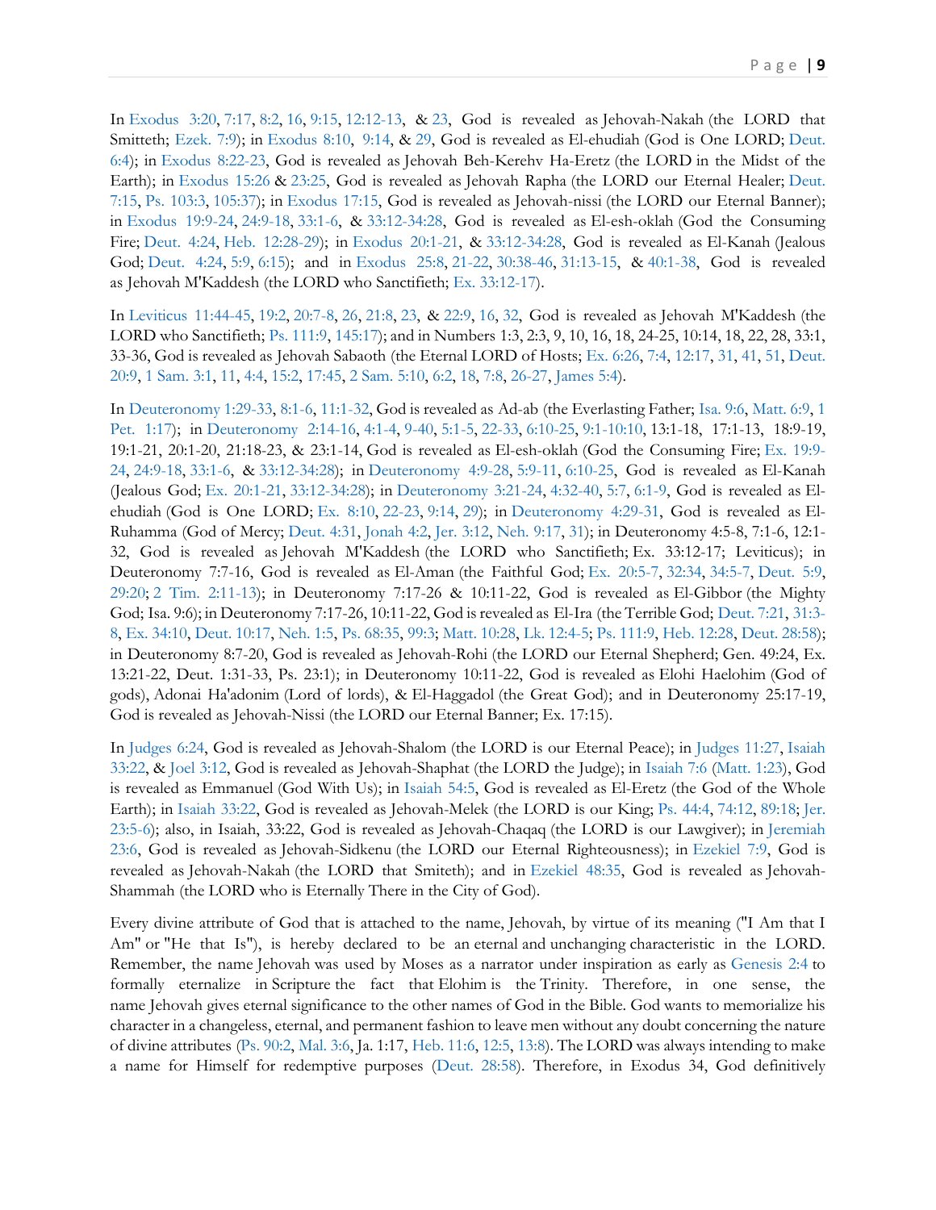In Exodus 3:20, 7:17, 8:2, 16, 9:15, 12:12-13, & 23, God is revealed as Jehovah-Nakah (the LORD that Smitteth; Ezek. 7:9); in Exodus 8:10, 9:14, & 29, God is revealed as El-ehudiah (God is One LORD; Deut. 6:4); in Exodus 8:22-23, God is revealed as Jehovah Beh-Kerehv Ha-Eretz (the LORD in the Midst of the Earth); in Exodus 15:26 & 23:25, God is revealed as Jehovah Rapha (the LORD our Eternal Healer; Deut. 7:15, Ps. 103:3, 105:37); in Exodus 17:15, God is revealed as Jehovah-nissi (the LORD our Eternal Banner); in Exodus 19:9-24, 24:9-18, 33:1-6, & 33:12-34:28, God is revealed as El-esh-oklah (God the Consuming Fire; Deut. 4:24, Heb. 12:28-29); in Exodus 20:1-21, & 33:12-34:28, God is revealed as El-Kanah (Jealous God; Deut. 4:24, 5:9, 6:15); and in Exodus 25:8, 21-22, 30:38-46, 31:13-15, & 40:1-38, God is revealed as Jehovah M'Kaddesh (the LORD who Sanctifieth; Ex. 33:12-17).

In Leviticus 11:44-45, 19:2, 20:7-8, 26, 21:8, 23, & 22:9, 16, 32, God is revealed as Jehovah M'Kaddesh (the LORD who Sanctifieth; Ps. 111:9, 145:17); and in Numbers 1:3, 2:3, 9, 10, 16, 18, 24-25, 10:14, 18, 22, 28, 33:1, 33-36, God is revealed as Jehovah Sabaoth (the Eternal LORD of Hosts; Ex. 6:26, 7:4, 12:17, 31, 41, 51, Deut. 20:9, 1 Sam. 3:1, 11, 4:4, 15:2, 17:45, 2 Sam. 5:10, 6:2, 18, 7:8, 26-27, James 5:4).

In Deuteronomy 1:29-33, 8:1-6, 11:1-32, God is revealed as Ad-ab (the Everlasting Father; Isa. 9:6, Matt. 6:9, 1 Pet. 1:17); in Deuteronomy 2:14-16, 4:1-4, 9-40, 5:1-5, 22-33, 6:10-25, 9:1-10:10, 13:1-18, 17:1-13, 18:9-19, 19:1-21, 20:1-20, 21:18-23, & 23:1-14, God is revealed as El-esh-oklah (God the Consuming Fire; Ex. 19:9-24, 24:9-18, 33:1-6, & 33:12-34:28); in Deuteronomy 4:9-28, 5:9-11, 6:10-25, God is revealed as El-Kanah (Jealous God; Ex. 20:1-21, 33:12-34:28); in Deuteronomy 3:21-24, 4:32-40, 5:7, 6:1-9, God is revealed as El-ehudiah (God is One LORD; Ex. 8:10, 22-23, 9:14, 29); in Deuteronomy 4:29-31, God is revealed as El-Ruhamma (God of Mercy; Deut. 4:31, Jonah 4:2, Jer. 3:12, Neh. 9:17, 31); in Deuteronomy 4:5-8, 7:1-6, 12:1-32, God is revealed as Jehovah M'Kaddesh (the LORD who Sanctifieth; Ex. 33:12-17; Leviticus); in Deuteronomy 7:7-16, God is revealed as El-Aman (the Faithful God; Ex. 20:5-7, 32:34, 34:5-7, Deut. 5:9, 29:20; 2 Tim. 2:11-13); in Deuteronomy 7:17-26 & 10:11-22, God is revealed as El-Gibbor (the Mighty God; Isa. 9:6); in Deuteronomy 7:17-26, 10:11-22, God is revealed as El-Ira (the Terrible God; Deut. 7:21, 31:3-8, Ex. 34:10, Deut. 10:17, Neh. 1:5, Ps. 68:35, 99:3; Matt. 10:28, Lk. 12:4-5; Ps. 111:9, Heb. 12:28, Deut. 28:58); in Deuteronomy 8:7-20, God is revealed as Jehovah-Rohi (the LORD our Eternal Shepherd; Gen. 49:24, Ex. 13:21-22, Deut. 1:31-33, Ps. 23:1); in Deuteronomy 10:11-22, God is revealed as Elohi Haelohim (God of gods), Adonai Ha'adonim (Lord of lords), & El-Haggadol (the Great God); and in Deuteronomy 25:17-19, God is revealed as Jehovah-Nissi (the LORD our Eternal Banner; Ex. 17:15).

In Judges 6:24, God is revealed as Jehovah-Shalom (the LORD is our Eternal Peace); in Judges 11:27, Isaiah 33:22, & Joel 3:12, God is revealed as Jehovah-Shaphat (the LORD the Judge); in Isaiah 7:6 (Matt. 1:23), God is revealed as Emmanuel (God With Us); in Isaiah 54:5, God is revealed as El-Eretz (the God of the Whole Earth); in Isaiah 33:22, God is revealed as Jehovah-Melek (the LORD is our King; Ps. 44:4, 74:12, 89:18; Jer. 23:5-6); also, in Isaiah, 33:22, God is revealed as Jehovah-Chaqaq (the LORD is our Lawgiver); in Jeremiah 23:6, God is revealed as Jehovah-Sidkenu (the LORD our Eternal Righteousness); in Ezekiel 7:9, God is revealed as Jehovah-Nakah (the LORD that Smiteth); and in Ezekiel 48:35, God is revealed as Jehovah-Shammah (the LORD who is Eternally There in the City of God).

Every divine attribute of God that is attached to the name, Jehovah, by virtue of its meaning ("I Am that I Am" or "He that Is"), is hereby declared to be an eternal and unchanging characteristic in the LORD. Remember, the name Jehovah was used by Moses as a narrator under inspiration as early as Genesis 2:4 to formally eternalize in Scripture the fact that Elohim is the Trinity. Therefore, in one sense, the name Jehovah gives eternal significance to the other names of God in the Bible. God wants to memorialize his character in a changeless, eternal, and permanent fashion to leave men without any doubt concerning the nature of divine attributes (Ps. 90:2, Mal. 3:6, Ja. 1:17, Heb. 11:6, 12:5, 13:8). The LORD was always intending to make a name for Himself for redemptive purposes (Deut. 28:58). Therefore, in Exodus 34, God definitively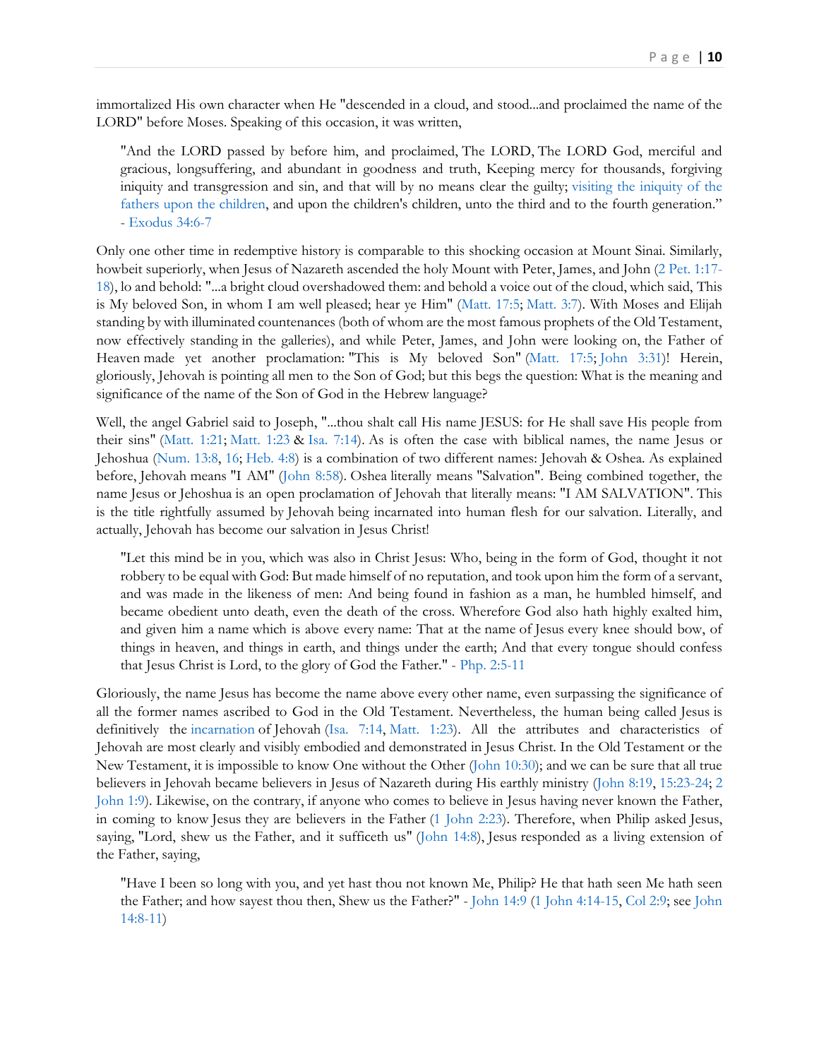immortalized His own character when He "descended in a cloud, and stood...and proclaimed the name of the LORD" before Moses. Speaking of this occasion, it was written,

> "And the LORD passed by before him, and proclaimed, The LORD, The LORD God, merciful and gracious, longsuffering, and abundant in goodness and truth, Keeping mercy for thousands, forgiving iniquity and transgression and sin, and that will by no means clear the guilty; visiting the iniquity of the fathers upon the children, and upon the children's children, unto the third and to the fourth generation." - Exodus 34:6-7

Only one other time in redemptive history is comparable to this shocking occasion at Mount Sinai. Similarly, howbeit superiorly, when Jesus of Nazareth ascended the holy Mount with Peter, James, and John (2 Pet. 1:17-18), lo and behold: "...a bright cloud overshadowed them: and behold a voice out of the cloud, which said, This is My beloved Son, in whom I am well pleased; hear ye Him" (Matt. 17:5; Matt. 3:7). With Moses and Elijah standing by with illuminated countenances (both of whom are the most famous prophets of the Old Testament, now effectively standing in the galleries), and while Peter, James, and John were looking on, the Father of Heaven made yet another proclamation: "This is My beloved Son" (Matt. 17:5; John 3:31)! Herein, gloriously, Jehovah is pointing all men to the Son of God; but this begs the question: What is the meaning and significance of the name of the Son of God in the Hebrew language?

Well, the angel Gabriel said to Joseph, "...thou shalt call His name JESUS: for He shall save His people from their sins" (Matt. 1:21; Matt. 1:23 & Isa. 7:14). As is often the case with biblical names, the name Jesus or Jehoshua (Num. 13:8, 16; Heb. 4:8) is a combination of two different names: Jehovah & Oshea. As explained before, Jehovah means "I AM" (John 8:58). Oshea literally means "Salvation". Being combined together, the name Jesus or Jehoshua is an open proclamation of Jehovah that literally means: "I AM SALVATION". This is the title rightfully assumed by Jehovah being incarnated into human flesh for our salvation. Literally, and actually, Jehovah has become our salvation in Jesus Christ!

> "Let this mind be in you, which was also in Christ Jesus: Who, being in the form of God, thought it not robbery to be equal with God: But made himself of no reputation, and took upon him the form of a servant, and was made in the likeness of men: And being found in fashion as a man, he humbled himself, and became obedient unto death, even the death of the cross. Wherefore God also hath highly exalted him, and given him a name which is above every name: That at the name of Jesus every knee should bow, of things in heaven, and things in earth, and things under the earth; And that every tongue should confess that Jesus Christ is Lord, to the glory of God the Father." - Php. 2:5-11

Gloriously, the name Jesus has become the name above every other name, even surpassing the significance of all the former names ascribed to God in the Old Testament. Nevertheless, the human being called Jesus is definitively the incarnation of Jehovah (Isa. 7:14, Matt. 1:23). All the attributes and characteristics of Jehovah are most clearly and visibly embodied and demonstrated in Jesus Christ. In the Old Testament or the New Testament, it is impossible to know One without the Other (John 10:30); and we can be sure that all true believers in Jehovah became believers in Jesus of Nazareth during His earthly ministry (John 8:19, 15:23-24; 2 John 1:9). Likewise, on the contrary, if anyone who comes to believe in Jesus having never known the Father, in coming to know Jesus they are believers in the Father (1 John 2:23). Therefore, when Philip asked Jesus, saying, "Lord, shew us the Father, and it sufficeth us" (John 14:8), Jesus responded as a living extension of the Father, saying,

> "Have I been so long with you, and yet hast thou not known Me, Philip? He that hath seen Me hath seen the Father; and how sayest thou then, Shew us the Father?" - John 14:9 (1 John 4:14-15, Col 2:9; see John 14:8-11)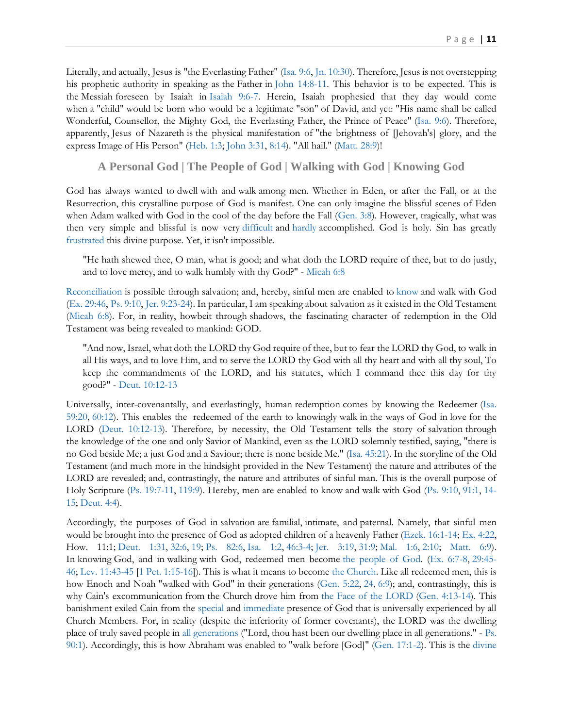Literally, and actually, Jesus is "the Everlasting Father" (Isa. 9:6, Jn. 10:30). Therefore, Jesus is not overstepping his prophetic authority in speaking as the Father in John 14:8-11. This behavior is to be expected. This is the Messiah foreseen by Isaiah in Isaiah 9:6-7. Herein, Isaiah prophesied that they day would come when a "child" would be born who would be a legitimate "son" of David, and yet: "His name shall be called Wonderful, Counsellor, the Mighty God, the Everlasting Father, the Prince of Peace" (Isa. 9:6). Therefore, apparently, Jesus of Nazareth is the physical manifestation of "the brightness of [Jehovah's] glory, and the express Image of His Person" (Heb. 1:3; John 3:31, 8:14). "All hail." (Matt. 28:9)!

## A Personal God | The People of God | Walking with God | Knowing God

God has always wanted to dwell with and walk among men. Whether in Eden, or after the Fall, or at the Resurrection, this crystalline purpose of God is manifest. One can only imagine the blissful scenes of Eden when Adam walked with God in the cool of the day before the Fall (Gen. 3:8). However, tragically, what was then very simple and blissful is now very difficult and hardly accomplished. God is holy. Sin has greatly frustrated this divine purpose. Yet, it isn't impossible.

> "He hath shewed thee, O man, what is good; and what doth the LORD require of thee, but to do justly, and to love mercy, and to walk humbly with thy God?" - Micah 6:8

Reconciliation is possible through salvation; and, hereby, sinful men are enabled to know and walk with God (Ex. 29:46, Ps. 9:10, Jer. 9:23-24). In particular, I am speaking about salvation as it existed in the Old Testament (Micah 6:8). For, in reality, howbeit through shadows, the fascinating character of redemption in the Old Testament was being revealed to mankind: GOD.

> "And now, Israel, what doth the LORD thy God require of thee, but to fear the LORD thy God, to walk in all His ways, and to love Him, and to serve the LORD thy God with all thy heart and with all thy soul, To keep the commandments of the LORD, and his statutes, which I command thee this day for thy good?" - Deut. 10:12-13

Universally, inter-covenantally, and everlastingly, human redemption comes by knowing the Redeemer (Isa. 59:20, 60:12). This enables the redeemed of the earth to knowingly walk in the ways of God in love for the LORD (Deut. 10:12-13). Therefore, by necessity, the Old Testament tells the story of salvation through the knowledge of the one and only Savior of Mankind, even as the LORD solemnly testified, saying, "there is no God beside Me; a just God and a Saviour; there is none beside Me." (Isa. 45:21). In the storyline of the Old Testament (and much more in the hindsight provided in the New Testament) the nature and attributes of the LORD are revealed; and, contrastingly, the nature and attributes of sinful man. This is the overall purpose of Holy Scripture (Ps. 19:7-11, 119:9). Hereby, men are enabled to know and walk with God (Ps. 9:10, 91:1, 14-15; Deut. 4:4).

Accordingly, the purposes of God in salvation are familial, intimate, and paternal. Namely, that sinful men would be brought into the presence of God as adopted children of a heavenly Father (Ezek. 16:1-14; Ex. 4:22, How. 11:1; Deut. 1:31, 32:6, 19; Ps. 82:6, Isa. 1:2, 46:3-4; Jer. 3:19, 31:9; Mal. 1:6, 2:10; Matt. 6:9). In knowing God, and in walking with God, redeemed men become the people of God. (Ex. 6:7-8, 29:45-46; Lev. 11:43-45 [1 Pet. 1:15-16]). This is what it means to become the Church. Like all redeemed men, this is how Enoch and Noah "walked with God" in their generations (Gen. 5:22, 24, 6:9); and, contrastingly, this is why Cain's excommunication from the Church drove him from the Face of the LORD (Gen. 4:13-14). This banishment exiled Cain from the special and immediate presence of God that is universally experienced by all Church Members. For, in reality (despite the inferiority of former covenants), the LORD was the dwelling place of truly saved people in all generations ("Lord, thou hast been our dwelling place in all generations." - Ps. 90:1). Accordingly, this is how Abraham was enabled to "walk before [God]" (Gen. 17:1-2). This is the divine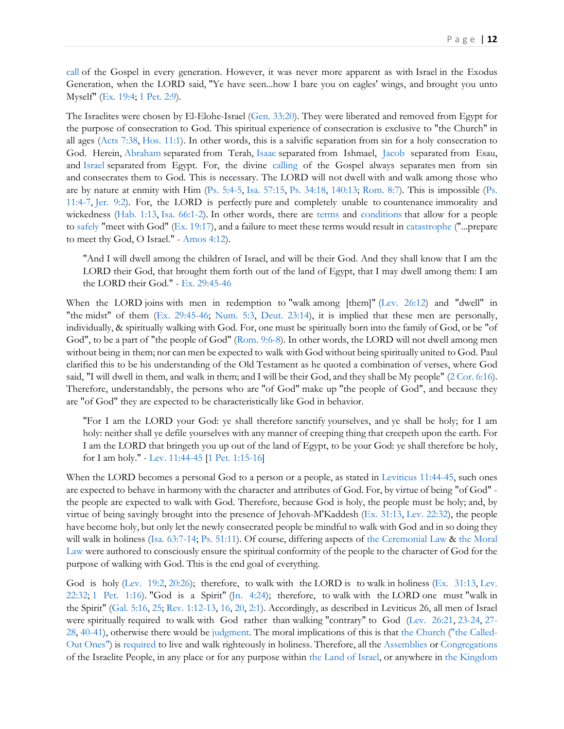call of the Gospel in every generation. However, it was never more apparent as with Israel in the Exodus Generation, when the LORD said, "Ye have seen...how I bare you on eagles' wings, and brought you unto Myself" (Ex. 19:4; 1 Pet. 2:9).

The Israelites were chosen by El-Elohe-Israel (Gen. 33:20). They were liberated and removed from Egypt for the purpose of consecration to God. This spiritual experience of consecration is exclusive to "the Church" in all ages (Acts 7:38, Hos. 11:1). In other words, this is a salvific separation from sin for a holy consecration to God. Herein, Abraham separated from Terah, Isaac separated from Ishmael, Jacob separated from Esau, and Israel separated from Egypt. For, the divine calling of the Gospel always separates men from sin and consecrates them to God. This is necessary. The LORD will not dwell with and walk among those who are by nature at enmity with Him (Ps. 5:4-5, Isa. 57:15, Ps. 34:18, 140:13; Rom. 8:7). This is impossible (Ps. 11:4-7, Jer. 9:2). For, the LORD is perfectly pure and completely unable to countenance immorality and wickedness (Hab. 1:13, Isa. 66:1-2). In other words, there are terms and conditions that allow for a people to safely "meet with God" (Ex. 19:17), and a failure to meet these terms would result in catastrophe ("...prepare to meet thy God, O Israel." - Amos 4:12).

> "And I will dwell among the children of Israel, and will be their God. And they shall know that I am the LORD their God, that brought them forth out of the land of Egypt, that I may dwell among them: I am the LORD their God." - Ex. 29:45-46

When the LORD joins with men in redemption to "walk among [them]" (Lev. 26:12) and "dwell" in "the midst" of them (Ex. 29:45-46; Num. 5:3, Deut. 23:14), it is implied that these men are personally, individually, & spiritually walking with God. For, one must be spiritually born into the family of God, or be "of God", to be a part of "the people of God" (Rom. 9:6-8). In other words, the LORD will not dwell among men without being in them; nor can men be expected to walk with God without being spiritually united to God. Paul clarified this to be his understanding of the Old Testament as he quoted a combination of verses, where God said, "I will dwell in them, and walk in them; and I will be their God, and they shall be My people" (2 Cor. 6:16). Therefore, understandably, the persons who are "of God" make up "the people of God", and because they are "of God" they are expected to be characteristically like God in behavior.

> "For I am the LORD your God: ye shall therefore sanctify yourselves, and ye shall be holy; for I am holy: neither shall ye defile yourselves with any manner of creeping thing that creepeth upon the earth. For I am the LORD that bringeth you up out of the land of Egypt, to be your God: ye shall therefore be holy, for I am holy." - Lev. 11:44-45 [1 Pet. 1:15-16]

When the LORD becomes a personal God to a person or a people, as stated in Leviticus 11:44-45, such ones are expected to behave in harmony with the character and attributes of God. For, by virtue of being "of God" - the people are expected to walk with God. Therefore, because God is holy, the people must be holy; and, by virtue of being savingly brought into the presence of Jehovah-M'Kaddesh (Ex. 31:13, Lev. 22:32), the people have become holy, but only let the newly consecrated people be mindful to walk with God and in so doing they will walk in holiness (Isa. 63:7-14; Ps. 51:11). Of course, differing aspects of the Ceremonial Law & the Moral Law were authored to consciously ensure the spiritual conformity of the people to the character of God for the purpose of walking with God. This is the end goal of everything.

God is holy (Lev. 19:2, 20:26); therefore, to walk with the LORD is to walk in holiness (Ex. 31:13, Lev. 22:32; 1 Pet. 1:16). "God is a Spirit" (Jn. 4:24); therefore, to walk with the LORD one must "walk in the Spirit" (Gal. 5:16, 25; Rev. 1:12-13, 16, 20, 2:1). Accordingly, as described in Leviticus 26, all men of Israel were spiritually required to walk with God rather than walking "contrary" to God (Lev. 26:21, 23-24, 27-28, 40-41), otherwise there would be judgment. The moral implications of this is that the Church ("the Called-Out Ones") is required to live and walk righteously in holiness. Therefore, all the Assemblies or Congregations of the Israelite People, in any place or for any purpose within the Land of Israel, or anywhere in the Kingdom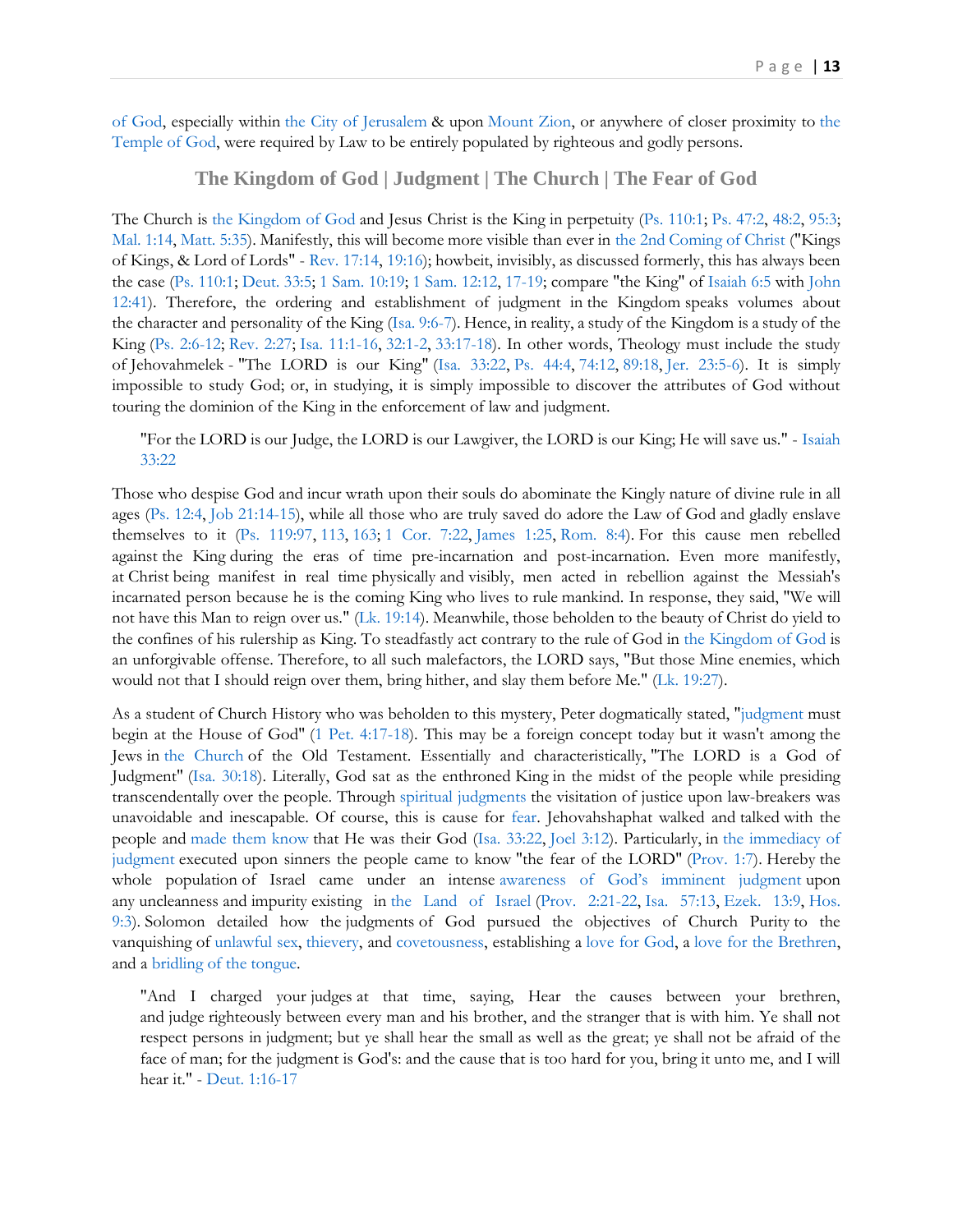of God, especially within the City of Jerusalem & upon Mount Zion, or anywhere of closer proximity to the Temple of God, were required by Law to be entirely populated by righteous and godly persons.

## The Kingdom of God | Judgment | The Church | The Fear of God

The Church is the Kingdom of God and Jesus Christ is the King in perpetuity (Ps. 110:1; Ps. 47:2, 48:2, 95:3; Mal. 1:14, Matt. 5:35). Manifestly, this will become more visible than ever in the 2nd Coming of Christ ("Kings of Kings, & Lord of Lords" - Rev. 17:14, 19:16); howbeit, invisibly, as discussed formerly, this has always been the case (Ps. 110:1; Deut. 33:5; 1 Sam. 10:19; 1 Sam. 12:12, 17-19; compare "the King" of Isaiah 6:5 with John 12:41). Therefore, the ordering and establishment of judgment in the Kingdom speaks volumes about the character and personality of the King (Isa. 9:6-7). Hence, in reality, a study of the Kingdom is a study of the King (Ps. 2:6-12; Rev. 2:27; Isa. 11:1-16, 32:1-2, 33:17-18). In other words, Theology must include the study of Jehovahmelek - "The LORD is our King" (Isa. 33:22, Ps. 44:4, 74:12, 89:18, Jer. 23:5-6). It is simply impossible to study God; or, in studying, it is simply impossible to discover the attributes of God without touring the dominion of the King in the enforcement of law and judgment.

> "For the LORD is our Judge, the LORD is our Lawgiver, the LORD is our King; He will save us." - Isaiah 33:22

Those who despise God and incur wrath upon their souls do abominate the Kingly nature of divine rule in all ages (Ps. 12:4, Job 21:14-15), while all those who are truly saved do adore the Law of God and gladly enslave themselves to it (Ps. 119:97, 113, 163; 1 Cor. 7:22, James 1:25, Rom. 8:4). For this cause men rebelled against the King during the eras of time pre-incarnation and post-incarnation. Even more manifestly, at Christ being manifest in real time physically and visibly, men acted in rebellion against the Messiah's incarnated person because he is the coming King who lives to rule mankind. In response, they said, "We will not have this Man to reign over us." (Lk. 19:14). Meanwhile, those beholden to the beauty of Christ do yield to the confines of his rulership as King. To steadfastly act contrary to the rule of God in the Kingdom of God is an unforgivable offense. Therefore, to all such malefactors, the LORD says, "But those Mine enemies, which would not that I should reign over them, bring hither, and slay them before Me." (Lk. 19:27).

As a student of Church History who was beholden to this mystery, Peter dogmatically stated, "judgment must begin at the House of God" (1 Pet. 4:17-18). This may be a foreign concept today but it wasn't among the Jews in the Church of the Old Testament. Essentially and characteristically, "The LORD is a God of Judgment" (Isa. 30:18). Literally, God sat as the enthroned King in the midst of the people while presiding transcendentally over the people. Through spiritual judgments the visitation of justice upon law-breakers was unavoidable and inescapable. Of course, this is cause for fear. Jehovahshaphat walked and talked with the people and made them know that He was their God (Isa. 33:22, Joel 3:12). Particularly, in the immediacy of judgment executed upon sinners the people came to know "the fear of the LORD" (Prov. 1:7). Hereby the whole population of Israel came under an intense awareness of God's imminent judgment upon any uncleanness and impurity existing in the Land of Israel (Prov. 2:21-22, Isa. 57:13, Ezek. 13:9, Hos. 9:3). Solomon detailed how the judgments of God pursued the objectives of Church Purity to the vanquishing of unlawful sex, thievery, and covetousness, establishing a love for God, a love for the Brethren, and a bridling of the tongue.

> "And I charged your judges at that time, saying, Hear the causes between your brethren, and judge righteously between every man and his brother, and the stranger that is with him. Ye shall not respect persons in judgment; but ye shall hear the small as well as the great; ye shall not be afraid of the face of man; for the judgment is God's: and the cause that is too hard for you, bring it unto me, and I will hear it." - Deut. 1:16-17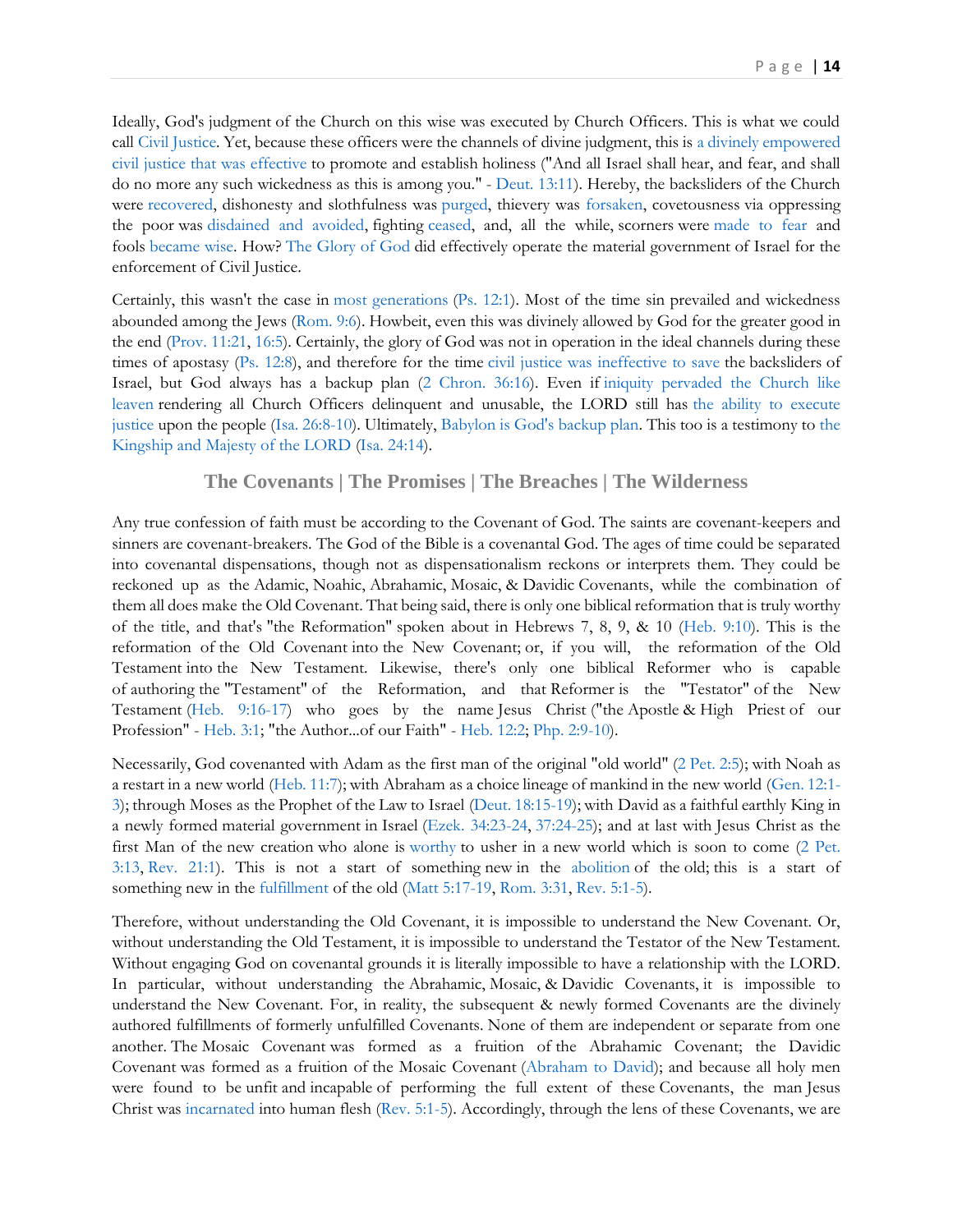Ideally, God's judgment of the Church on this wise was executed by Church Officers. This is what we could call Civil Justice. Yet, because these officers were the channels of divine judgment, this is a divinely empowered civil justice that was effective to promote and establish holiness ("And all Israel shall hear, and fear, and shall do no more any such wickedness as this is among you." - Deut. 13:11). Hereby, the backsliders of the Church were recovered, dishonesty and slothfulness was purged, thievery was forsaken, covetousness via oppressing the poor was disdained and avoided, fighting ceased, and, all the while, scorners were made to fear and fools became wise. How? The Glory of God did effectively operate the material government of Israel for the enforcement of Civil Justice.

Certainly, this wasn't the case in most generations (Ps. 12:1). Most of the time sin prevailed and wickedness abounded among the Jews (Rom. 9:6). Howbeit, even this was divinely allowed by God for the greater good in the end (Prov. 11:21, 16:5). Certainly, the glory of God was not in operation in the ideal channels during these times of apostasy (Ps. 12:8), and therefore for the time civil justice was ineffective to save the backsliders of Israel, but God always has a backup plan (2 Chron. 36:16). Even if iniquity pervaded the Church like leaven rendering all Church Officers delinquent and unusable, the LORD still has the ability to execute justice upon the people (Isa. 26:8-10). Ultimately, Babylon is God's backup plan. This too is a testimony to the Kingship and Majesty of the LORD (Isa. 24:14).

## The Covenants | The Promises | The Breaches | The Wilderness

Any true confession of faith must be according to the Covenant of God. The saints are covenant-keepers and sinners are covenant-breakers. The God of the Bible is a covenantal God. The ages of time could be separated into covenantal dispensations, though not as dispensationalism reckons or interprets them. They could be reckoned up as the Adamic, Noahic, Abrahamic, Mosaic, & Davidic Covenants, while the combination of them all does make the Old Covenant. That being said, there is only one biblical reformation that is truly worthy of the title, and that's "the Reformation" spoken about in Hebrews 7, 8, 9, & 10 (Heb. 9:10). This is the reformation of the Old Covenant into the New Covenant; or, if you will, the reformation of the Old Testament into the New Testament. Likewise, there's only one biblical Reformer who is capable of authoring the "Testament" of the Reformation, and that Reformer is the "Testator" of the New Testament (Heb. 9:16-17) who goes by the name Jesus Christ ("the Apostle & High Priest of our Profession" - Heb. 3:1; "the Author...of our Faith" - Heb. 12:2; Php. 2:9-10).

Necessarily, God covenanted with Adam as the first man of the original "old world" (2 Pet. 2:5); with Noah as a restart in a new world (Heb. 11:7); with Abraham as a choice lineage of mankind in the new world (Gen. 12:1-3); through Moses as the Prophet of the Law to Israel (Deut. 18:15-19); with David as a faithful earthly King in a newly formed material government in Israel (Ezek. 34:23-24, 37:24-25); and at last with Jesus Christ as the first Man of the new creation who alone is worthy to usher in a new world which is soon to come (2 Pet. 3:13, Rev. 21:1). This is not a start of something new in the abolition of the old; this is a start of something new in the fulfillment of the old (Matt 5:17-19, Rom. 3:31, Rev. 5:1-5).

Therefore, without understanding the Old Covenant, it is impossible to understand the New Covenant. Or, without understanding the Old Testament, it is impossible to understand the Testator of the New Testament. Without engaging God on covenantal grounds it is literally impossible to have a relationship with the LORD. In particular, without understanding the Abrahamic, Mosaic, & Davidic Covenants, it is impossible to understand the New Covenant. For, in reality, the subsequent & newly formed Covenants are the divinely authored fulfillments of formerly unfulfilled Covenants. None of them are independent or separate from one another. The Mosaic Covenant was formed as a fruition of the Abrahamic Covenant; the Davidic Covenant was formed as a fruition of the Mosaic Covenant (Abraham to David); and because all holy men were found to be unfit and incapable of performing the full extent of these Covenants, the man Jesus Christ was incarnated into human flesh (Rev. 5:1-5). Accordingly, through the lens of these Covenants, we are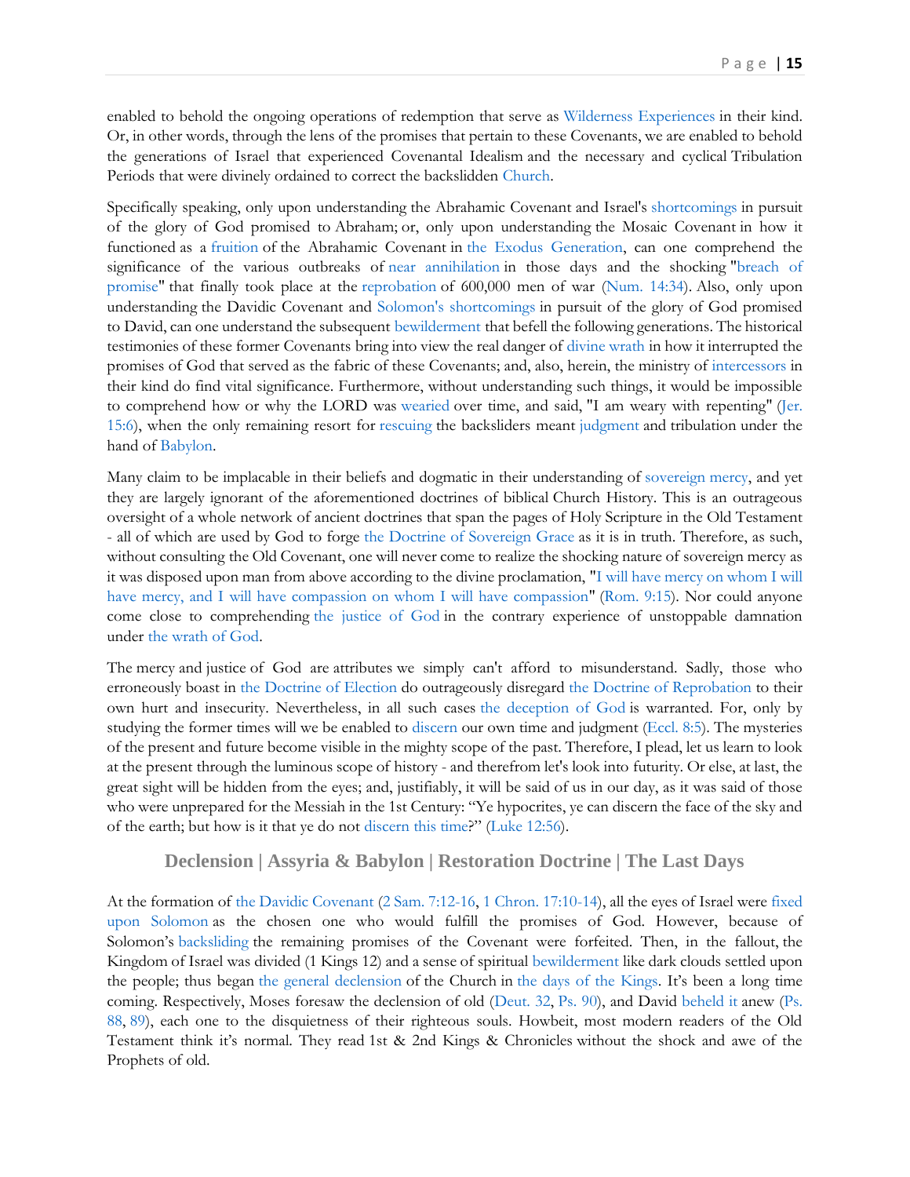enabled to behold the ongoing operations of redemption that serve as Wilderness Experiences in their kind. Or, in other words, through the lens of the promises that pertain to these Covenants, we are enabled to behold the generations of Israel that experienced Covenantal Idealism and the necessary and cyclical Tribulation Periods that were divinely ordained to correct the backslidden Church.

Specifically speaking, only upon understanding the Abrahamic Covenant and Israel's shortcomings in pursuit of the glory of God promised to Abraham; or, only upon understanding the Mosaic Covenant in how it functioned as a fruition of the Abrahamic Covenant in the Exodus Generation, can one comprehend the significance of the various outbreaks of near annihilation in those days and the shocking "breach of promise" that finally took place at the reprobation of 600,000 men of war (Num. 14:34). Also, only upon understanding the Davidic Covenant and Solomon's shortcomings in pursuit of the glory of God promised to David, can one understand the subsequent bewilderment that befell the following generations. The historical testimonies of these former Covenants bring into view the real danger of divine wrath in how it interrupted the promises of God that served as the fabric of these Covenants; and, also, herein, the ministry of intercessors in their kind do find vital significance. Furthermore, without understanding such things, it would be impossible to comprehend how or why the LORD was wearied over time, and said, "I am weary with repenting" (Jer. 15:6), when the only remaining resort for rescuing the backsliders meant judgment and tribulation under the hand of Babylon.

Many claim to be implacable in their beliefs and dogmatic in their understanding of sovereign mercy, and yet they are largely ignorant of the aforementioned doctrines of biblical Church History. This is an outrageous oversight of a whole network of ancient doctrines that span the pages of Holy Scripture in the Old Testament - all of which are used by God to forge the Doctrine of Sovereign Grace as it is in truth. Therefore, as such, without consulting the Old Covenant, one will never come to realize the shocking nature of sovereign mercy as it was disposed upon man from above according to the divine proclamation, "I will have mercy on whom I will have mercy, and I will have compassion on whom I will have compassion" (Rom. 9:15). Nor could anyone come close to comprehending the justice of God in the contrary experience of unstoppable damnation under the wrath of God.

The mercy and justice of God are attributes we simply can't afford to misunderstand. Sadly, those who erroneously boast in the Doctrine of Election do outrageously disregard the Doctrine of Reprobation to their own hurt and insecurity. Nevertheless, in all such cases the deception of God is warranted. For, only by studying the former times will we be enabled to discern our own time and judgment (Eccl. 8:5). The mysteries of the present and future become visible in the mighty scope of the past. Therefore, I plead, let us learn to look at the present through the luminous scope of history - and therefrom let's look into futurity. Or else, at last, the great sight will be hidden from the eyes; and, justifiably, it will be said of us in our day, as it was said of those who were unprepared for the Messiah in the 1st Century: "Ye hypocrites, ye can discern the face of the sky and of the earth; but how is it that ye do not discern this time?" (Luke 12:56).

## Declension | Assyria & Babylon | Restoration Doctrine | The Last Days

At the formation of the Davidic Covenant (2 Sam. 7:12-16, 1 Chron. 17:10-14), all the eyes of Israel were fixed upon Solomon as the chosen one who would fulfill the promises of God. However, because of Solomon's backsliding the remaining promises of the Covenant were forfeited. Then, in the fallout, the Kingdom of Israel was divided (1 Kings 12) and a sense of spiritual bewilderment like dark clouds settled upon the people; thus began the general declension of the Church in the days of the Kings. It's been a long time coming. Respectively, Moses foresaw the declension of old (Deut. 32, Ps. 90), and David beheld it anew (Ps. 88, 89), each one to the disquietness of their righteous souls. Howbeit, most modern readers of the Old Testament think it's normal. They read 1st & 2nd Kings & Chronicles without the shock and awe of the Prophets of old.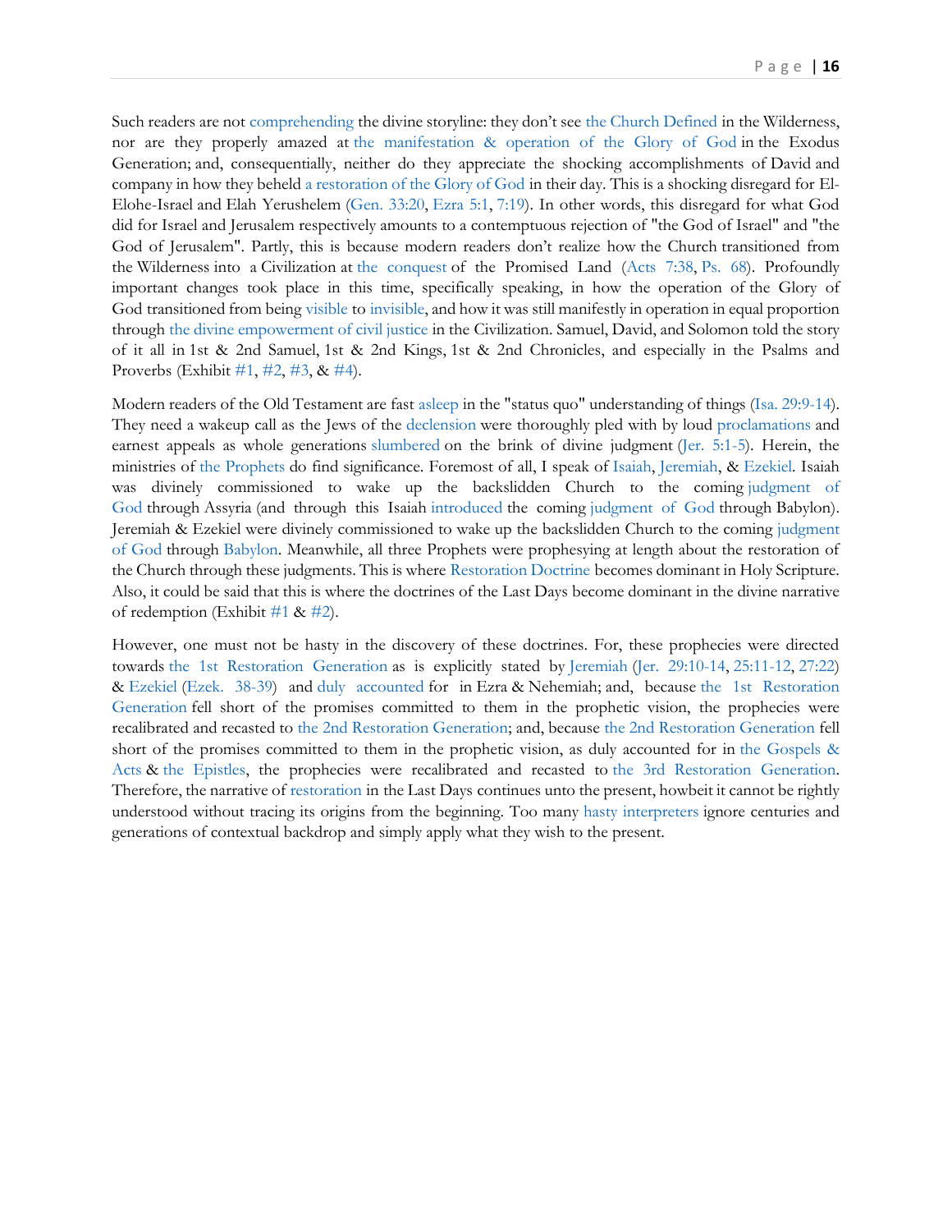Such readers are not comprehending the divine storyline: they don't see the Church Defined in the Wilderness, nor are they properly amazed at the manifestation & operation of the Glory of God in the Exodus Generation; and, consequentially, neither do they appreciate the shocking accomplishments of David and company in how they beheld a restoration of the Glory of God in their day. This is a shocking disregard for El-Elohe-Israel and Elah Yerushelem (Gen. 33:20, Ezra 5:1, 7:19). In other words, this disregard for what God did for Israel and Jerusalem respectively amounts to a contemptuous rejection of "the God of Israel" and "the God of Jerusalem". Partly, this is because modern readers don't realize how the Church transitioned from the Wilderness into a Civilization at the conquest of the Promised Land (Acts 7:38, Ps. 68). Profoundly important changes took place in this time, specifically speaking, in how the operation of the Glory of God transitioned from being visible to invisible, and how it was still manifestly in operation in equal proportion through the divine empowerment of civil justice in the Civilization. Samuel, David, and Solomon told the story of it all in 1st & 2nd Samuel, 1st & 2nd Kings, 1st & 2nd Chronicles, and especially in the Psalms and Proverbs (Exhibit #1, #2, #3, & #4).

Modern readers of the Old Testament are fast asleep in the "status quo" understanding of things (Isa. 29:9-14). They need a wakeup call as the Jews of the declension were thoroughly pled with by loud proclamations and earnest appeals as whole generations slumbered on the brink of divine judgment (Jer. 5:1-5). Herein, the ministries of the Prophets do find significance. Foremost of all, I speak of Isaiah, Jeremiah, & Ezekiel. Isaiah was divinely commissioned to wake up the backslidden Church to the coming judgment of God through Assyria (and through this Isaiah introduced the coming judgment of God through Babylon). Jeremiah & Ezekiel were divinely commissioned to wake up the backslidden Church to the coming judgment of God through Babylon. Meanwhile, all three Prophets were prophesying at length about the restoration of the Church through these judgments. This is where Restoration Doctrine becomes dominant in Holy Scripture. Also, it could be said that this is where the doctrines of the Last Days become dominant in the divine narrative of redemption (Exhibit #1 & #2).

However, one must not be hasty in the discovery of these doctrines. For, these prophecies were directed towards the 1st Restoration Generation as is explicitly stated by Jeremiah (Jer. 29:10-14, 25:11-12, 27:22) & Ezekiel (Ezek. 38-39) and duly accounted for in Ezra & Nehemiah; and, because the 1st Restoration Generation fell short of the promises committed to them in the prophetic vision, the prophecies were recalibrated and recasted to the 2nd Restoration Generation; and, because the 2nd Restoration Generation fell short of the promises committed to them in the prophetic vision, as duly accounted for in the Gospels & Acts & the Epistles, the prophecies were recalibrated and recasted to the 3rd Restoration Generation. Therefore, the narrative of restoration in the Last Days continues unto the present, howbeit it cannot be rightly understood without tracing its origins from the beginning. Too many hasty interpreters ignore centuries and generations of contextual backdrop and simply apply what they wish to the present.